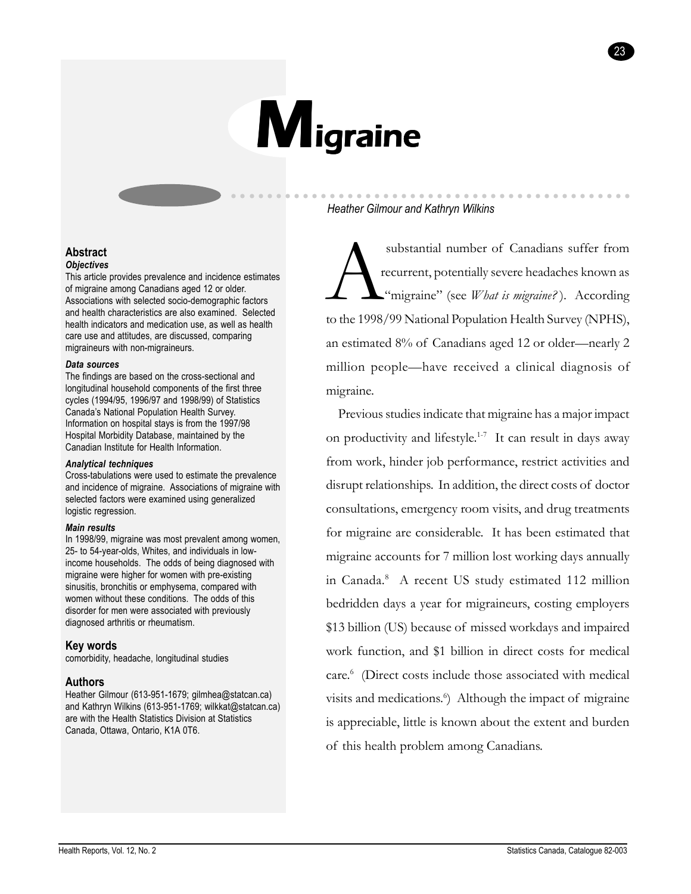# Migraine

*Heather Gilmour and Kathryn Wilkins*

## Abstract

***Objectives***

This article provides prevalence and incidence estimates of migraine among Canadians aged 12 or older. Associations with selected socio-demographic factors and health characteristics are also examined. Selected health indicators and medication use, as well as health care use and attitudes, are discussed, comparing migraineurs with non-migraineurs.

***Data sources***

The findings are based on the cross-sectional and longitudinal household components of the first three cycles (1994/95, 1996/97 and 1998/99) of Statistics Canada's National Population Health Survey. Information on hospital stays is from the 1997/98 Hospital Morbidity Database, maintained by the Canadian Institute for Health Information.

***Analytical techniques***

Cross-tabulations were used to estimate the prevalence and incidence of migraine. Associations of migraine with selected factors were examined using generalized logistic regression.

***Main results***

In 1998/99, migraine was most prevalent among women, 25- to 54-year-olds, Whites, and individuals in low-income households. The odds of being diagnosed with migraine were higher for women with pre-existing sinusitis, bronchitis or emphysema, compared with women without these conditions. The odds of this disorder for men were associated with previously diagnosed arthritis or rheumatism.

## Key words

comorbidity, headache, longitudinal studies

## Authors

Heather Gilmour (613-951-1679; gilmhea@statcan.ca) and Kathryn Wilkins (613-951-1769; wilkkat@statcan.ca) are with the Health Statistics Division at Statistics Canada, Ottawa, Ontario, K1A 0T6.

A substantial number of Canadians suffer from recurrent, potentially severe headaches known as "migraine" (see *What is migraine?*). According to the 1998/99 National Population Health Survey (NPHS), an estimated 8% of Canadians aged 12 or older—nearly 2 million people—have received a clinical diagnosis of migraine.

Previous studies indicate that migraine has a major impact on productivity and lifestyle.[1-7] It can result in days away from work, hinder job performance, restrict activities and disrupt relationships. In addition, the direct costs of doctor consultations, emergency room visits, and drug treatments for migraine are considerable. It has been estimated that migraine accounts for 7 million lost working days annually in Canada.[8] A recent US study estimated 112 million bedridden days a year for migraineurs, costing employers $13 billion (US) because of missed workdays and impaired work function, and $1 billion in direct costs for medical care.[6] (Direct costs include those associated with medical visits and medications.[6]) Although the impact of migraine is appreciable, little is known about the extent and burden of this health problem among Canadians.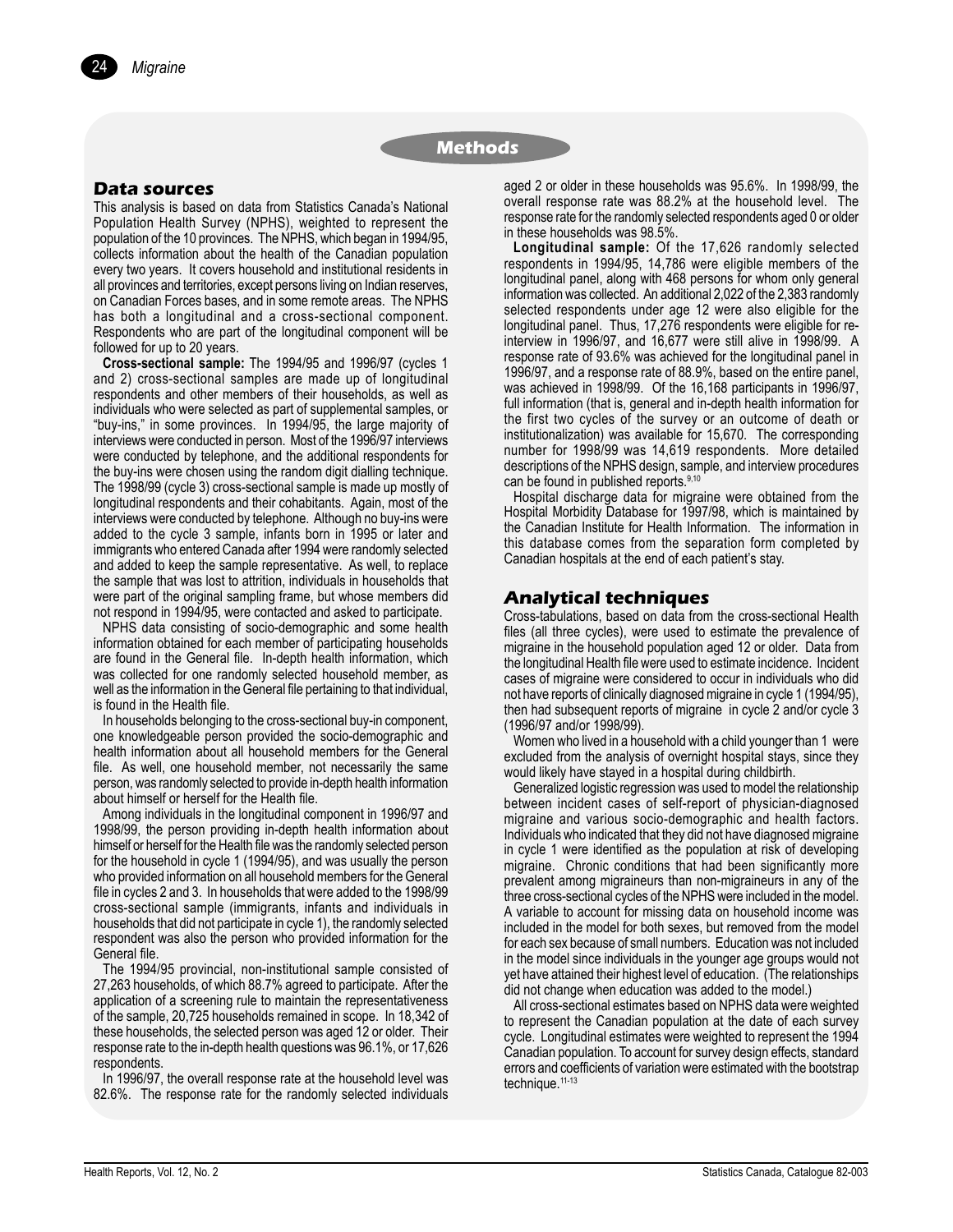## Methods

### Data sources

This analysis is based on data from Statistics Canada's National Population Health Survey (NPHS), weighted to represent the population of the 10 provinces. The NPHS, which began in 1994/95, collects information about the health of the Canadian population every two years. It covers household and institutional residents in all provinces and territories, except persons living on Indian reserves, on Canadian Forces bases, and in some remote areas. The NPHS has both a longitudinal and a cross-sectional component. Respondents who are part of the longitudinal component will be followed for up to 20 years.

**Cross-sectional sample:** The 1994/95 and 1996/97 (cycles 1 and 2) cross-sectional samples are made up of longitudinal respondents and other members of their households, as well as individuals who were selected as part of supplemental samples, or "buy-ins," in some provinces. In 1994/95, the large majority of interviews were conducted in person. Most of the 1996/97 interviews were conducted by telephone, and the additional respondents for the buy-ins were chosen using the random digit dialling technique. The 1998/99 (cycle 3) cross-sectional sample is made up mostly of longitudinal respondents and their cohabitants. Again, most of the interviews were conducted by telephone. Although no buy-ins were added to the cycle 3 sample, infants born in 1995 or later and immigrants who entered Canada after 1994 were randomly selected and added to keep the sample representative. As well, to replace the sample that was lost to attrition, individuals in households that were part of the original sampling frame, but whose members did not respond in 1994/95, were contacted and asked to participate.

NPHS data consisting of socio-demographic and some health information obtained for each member of participating households are found in the General file. In-depth health information, which was collected for one randomly selected household member, as well as the information in the General file pertaining to that individual, is found in the Health file.

In households belonging to the cross-sectional buy-in component, one knowledgeable person provided the socio-demographic and health information about all household members for the General file. As well, one household member, not necessarily the same person, was randomly selected to provide in-depth health information about himself or herself for the Health file.

Among individuals in the longitudinal component in 1996/97 and 1998/99, the person providing in-depth health information about himself or herself for the Health file was the randomly selected person for the household in cycle 1 (1994/95), and was usually the person who provided information on all household members for the General file in cycles 2 and 3. In households that were added to the 1998/99 cross-sectional sample (immigrants, infants and individuals in households that did not participate in cycle 1), the randomly selected respondent was also the person who provided information for the General file.

The 1994/95 provincial, non-institutional sample consisted of 27,263 households, of which 88.7% agreed to participate. After the application of a screening rule to maintain the representativeness of the sample, 20,725 households remained in scope. In 18,342 of these households, the selected person was aged 12 or older. Their response rate to the in-depth health questions was 96.1%, or 17,626 respondents.

In 1996/97, the overall response rate at the household level was 82.6%. The response rate for the randomly selected individuals aged 2 or older in these households was 95.6%. In 1998/99, the overall response rate was 88.2% at the household level. The response rate for the randomly selected respondents aged 0 or older in these households was 98.5%.

**Longitudinal sample:** Of the 17,626 randomly selected respondents in 1994/95, 14,786 were eligible members of the longitudinal panel, along with 468 persons for whom only general information was collected. An additional 2,022 of the 2,383 randomly selected respondents under age 12 were also eligible for the longitudinal panel. Thus, 17,276 respondents were eligible for re-interview in 1996/97, and 16,677 were still alive in 1998/99. A response rate of 93.6% was achieved for the longitudinal panel in 1996/97, and a response rate of 88.9%, based on the entire panel, was achieved in 1998/99. Of the 16,168 participants in 1996/97, full information (that is, general and in-depth health information for the first two cycles of the survey or an outcome of death or institutionalization) was available for 15,670. The corresponding number for 1998/99 was 14,619 respondents. More detailed descriptions of the NPHS design, sample, and interview procedures can be found in published reports.[9,10]

Hospital discharge data for migraine were obtained from the Hospital Morbidity Database for 1997/98, which is maintained by the Canadian Institute for Health Information. The information in this database comes from the separation form completed by Canadian hospitals at the end of each patient's stay.

### Analytical techniques

Cross-tabulations, based on data from the cross-sectional Health files (all three cycles), were used to estimate the prevalence of migraine in the household population aged 12 or older. Data from the longitudinal Health file were used to estimate incidence. Incident cases of migraine were considered to occur in individuals who did not have reports of clinically diagnosed migraine in cycle 1 (1994/95), then had subsequent reports of migraine in cycle 2 and/or cycle 3 (1996/97 and/or 1998/99).

Women who lived in a household with a child younger than 1 were excluded from the analysis of overnight hospital stays, since they would likely have stayed in a hospital during childbirth.

Generalized logistic regression was used to model the relationship between incident cases of self-report of physician-diagnosed migraine and various socio-demographic and health factors. Individuals who indicated that they did not have diagnosed migraine in cycle 1 were identified as the population at risk of developing migraine. Chronic conditions that had been significantly more prevalent among migraineurs than non-migraineurs in any of the three cross-sectional cycles of the NPHS were included in the model. A variable to account for missing data on household income was included in the model for both sexes, but removed from the model for each sex because of small numbers. Education was not included in the model since individuals in the younger age groups would not yet have attained their highest level of education. (The relationships did not change when education was added to the model.)

All cross-sectional estimates based on NPHS data were weighted to represent the Canadian population at the date of each survey cycle. Longitudinal estimates were weighted to represent the 1994 Canadian population. To account for survey design effects, standard errors and coefficients of variation were estimated with the bootstrap technique.[11-13]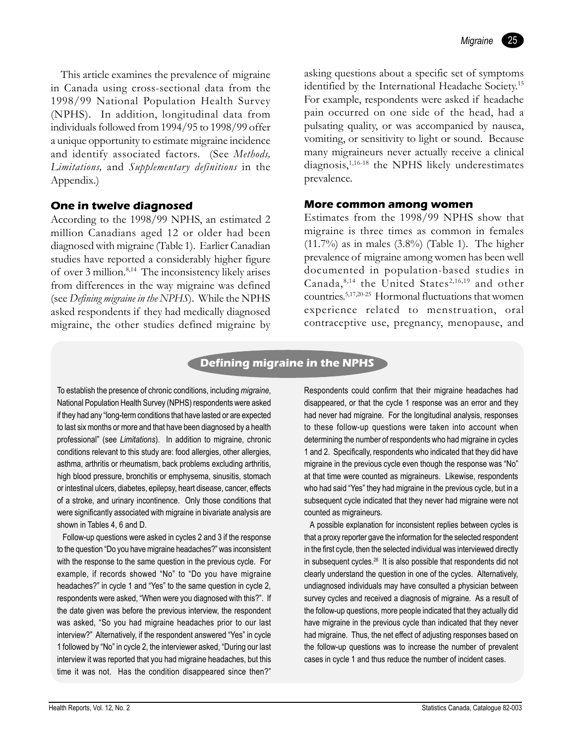This article examines the prevalence of migraine in Canada using cross-sectional data from the 1998/99 National Population Health Survey (NPHS). In addition, longitudinal data from individuals followed from 1994/95 to 1998/99 offer a unique opportunity to estimate migraine incidence and identify associated factors. (See *Methods, Limitations,* and *Supplementary definitions* in the Appendix.)

## One in twelve diagnosed

According to the 1998/99 NPHS, an estimated 2 million Canadians aged 12 or older had been diagnosed with migraine (Table 1). Earlier Canadian studies have reported a considerably higher figure of over 3 million.[8,14] The inconsistency likely arises from differences in the way migraine was defined (see *Defining migraine in the NPHS*). While the NPHS asked respondents if they had medically diagnosed migraine, the other studies defined migraine by asking questions about a specific set of symptoms identified by the International Headache Society.[15] For example, respondents were asked if headache pain occurred on one side of the head, had a pulsating quality, or was accompanied by nausea, vomiting, or sensitivity to light or sound. Because many migraineurs never actually receive a clinical diagnosis,[1,16-18] the NPHS likely underestimates prevalence.

## More common among women

Estimates from the 1998/99 NPHS show that migraine is three times as common in females (11.7%) as in males (3.8%) (Table 1). The higher prevalence of migraine among women has been well documented in population-based studies in Canada,[8,14] the United States[2,16,19] and other countries.[5,17,20-25] Hormonal fluctuations that women experience related to menstruation, oral contraceptive use, pregnancy, menopause, and

### Defining migraine in the NPHS

To establish the presence of chronic conditions, including *migraine*, National Population Health Survey (NPHS) respondents were asked if they had any "long-term conditions that have lasted or are expected to last six months or more and that have been diagnosed by a health professional" (see *Limitations*). In addition to migraine, chronic conditions relevant to this study are: food allergies, other allergies, asthma, arthritis or rheumatism, back problems excluding arthritis, high blood pressure, bronchitis or emphysema, sinusitis, stomach or intestinal ulcers, diabetes, epilepsy, heart disease, cancer, effects of a stroke, and urinary incontinence. Only those conditions that were significantly associated with migraine in bivariate analysis are shown in Tables 4, 6 and D.

Follow-up questions were asked in cycles 2 and 3 if the response to the question "Do you have migraine headaches?" was inconsistent with the response to the same question in the previous cycle. For example, if records showed "No" to "Do you have migraine headaches?" in cycle 1 and "Yes" to the same question in cycle 2, respondents were asked, "When were you diagnosed with this?". If the date given was before the previous interview, the respondent was asked, "So you had migraine headaches prior to our last interview?" Alternatively, if the respondent answered "Yes" in cycle 1 followed by "No" in cycle 2, the interviewer asked, "During our last interview it was reported that you had migraine headaches, but this time it was not. Has the condition disappeared since then?" Respondents could confirm that their migraine headaches had disappeared, or that the cycle 1 response was an error and they had never had migraine. For the longitudinal analysis, responses to these follow-up questions were taken into account when determining the number of respondents who had migraine in cycles 1 and 2. Specifically, respondents who indicated that they did have migraine in the previous cycle even though the response was "No" at that time were counted as migraineurs. Likewise, respondents who had said "Yes" they had migraine in the previous cycle, but in a subsequent cycle indicated that they never had migraine were not counted as migraineurs.

A possible explanation for inconsistent replies between cycles is that a proxy reporter gave the information for the selected respondent in the first cycle, then the selected individual was interviewed directly in subsequent cycles.[26] It is also possible that respondents did not clearly understand the question in one of the cycles. Alternatively, undiagnosed individuals may have consulted a physician between survey cycles and received a diagnosis of migraine. As a result of the follow-up questions, more people indicated that they actually did have migraine in the previous cycle than indicated that they never had migraine. Thus, the net effect of adjusting responses based on the follow-up questions was to increase the number of prevalent cases in cycle 1 and thus reduce the number of incident cases.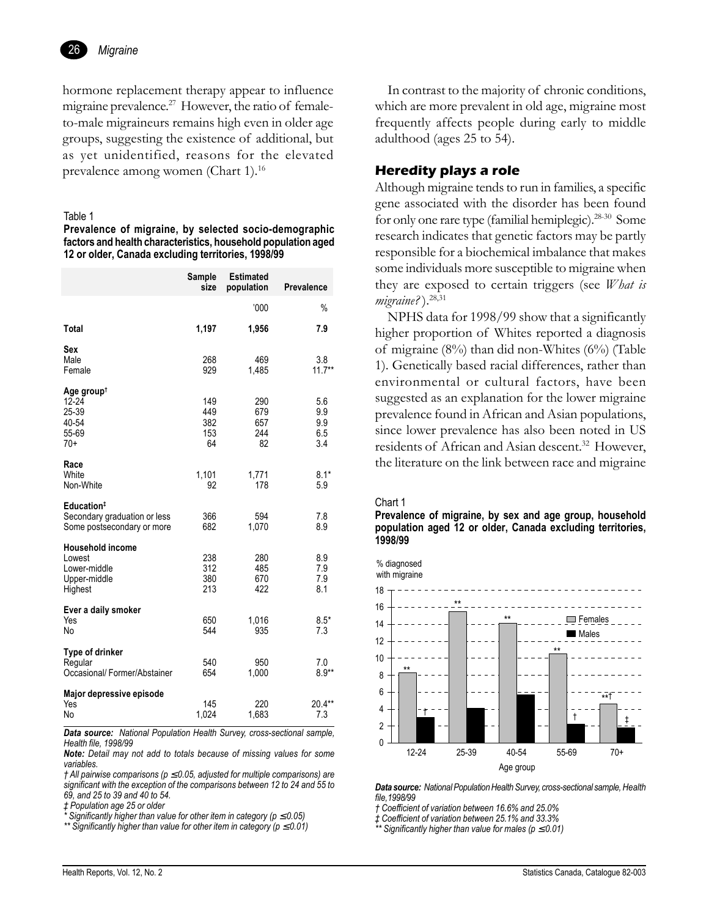hormone replacement therapy appear to influence migraine prevalence.[27] However, the ratio of female-to-male migraineurs remains high even in older age groups, suggesting the existence of additional, but as yet unidentified, reasons for the elevated prevalence among women (Chart 1).[16]

Table 1

**Prevalence of migraine, by selected socio-demographic factors and health characteristics, household population aged 12 or older, Canada excluding territories, 1998/99**

| | Sample size | Estimated population | Prevalence |
|---|---|---|---|
| | | '000 | % |
| **Total** | **1,197** | **1,956** | **7.9** |
| **Sex** | | | |
| Male | 268 | 469 | 3.8 |
| Female | 929 | 1,485 | 11.7** |
| **Age group†** | | | |
| 12-24 | 149 | 290 | 5.6 |
| 25-39 | 449 | 679 | 9.9 |
| 40-54 | 382 | 657 | 9.9 |
| 55-69 | 153 | 244 | 6.5 |
| 70+ | 64 | 82 | 3.4 |
| **Race** | | | |
| White | 1,101 | 1,771 | 8.1* |
| Non-White | 92 | 178 | 5.9 |
| **Education‡** | | | |
| Secondary graduation or less | 366 | 594 | 7.8 |
| Some postsecondary or more | 682 | 1,070 | 8.9 |
| **Household income** | | | |
| Lowest | 238 | 280 | 8.9 |
| Lower-middle | 312 | 485 | 7.9 |
| Upper-middle | 380 | 670 | 7.9 |
| Highest | 213 | 422 | 8.1 |
| **Ever a daily smoker** | | | |
| Yes | 650 | 1,016 | 8.5* |
| No | 544 | 935 | 7.3 |
| **Type of drinker** | | | |
| Regular | 540 | 950 | 7.0 |
| Occasional/ Former/Abstainer | 654 | 1,000 | 8.9** |
| **Major depressive episode** | | | |
| Yes | 145 | 220 | 20.4** |
| No | 1,024 | 1,683 | 7.3 |

***Data source:*** *National Population Health Survey, cross-sectional sample, Health file, 1998/99*

***Note:*** *Detail may not add to totals because of missing values for some variables.*

*† All pairwise comparisons ($p \leq 0.05$, adjusted for multiple comparisons) are significant with the exception of the comparisons between 12 to 24 and 55 to 69, and 25 to 39 and 40 to 54.*

*‡ Population age 25 or older*

*\* Significantly higher than value for other item in category ($p \leq 0.05$)*

*\*\* Significantly higher than value for other item in category ($p \leq 0.01$)*

In contrast to the majority of chronic conditions, which are more prevalent in old age, migraine most frequently affects people during early to middle adulthood (ages 25 to 54).

## Heredity plays a role

Although migraine tends to run in families, a specific gene associated with the disorder has been found for only one rare type (familial hemiplegic).[28-30] Some research indicates that genetic factors may be partly responsible for a biochemical imbalance that makes some individuals more susceptible to migraine when they are exposed to certain triggers (see *What is migraine?*).[28,31]

NPHS data for 1998/99 show that a significantly higher proportion of Whites reported a diagnosis of migraine (8%) than did non-Whites (6%) (Table 1). Genetically based racial differences, rather than environmental or cultural factors, have been suggested as an explanation for the lower migraine prevalence found in African and Asian populations, since lower prevalence has also been noted in US residents of African and Asian descent.[32] However, the literature on the link between race and migraine

Chart 1

**Prevalence of migraine, by sex and age group, household population aged 12 or older, Canada excluding territories, 1998/99**

***Data source:*** *National Population Health Survey, cross-sectional sample, Health file,1998/99*

*† Coefficient of variation between 16.6% and 25.0%*

*‡ Coefficient of variation between 25.1% and 33.3%*

*\*\* Significantly higher than value for males ($p \leq 0.01$)*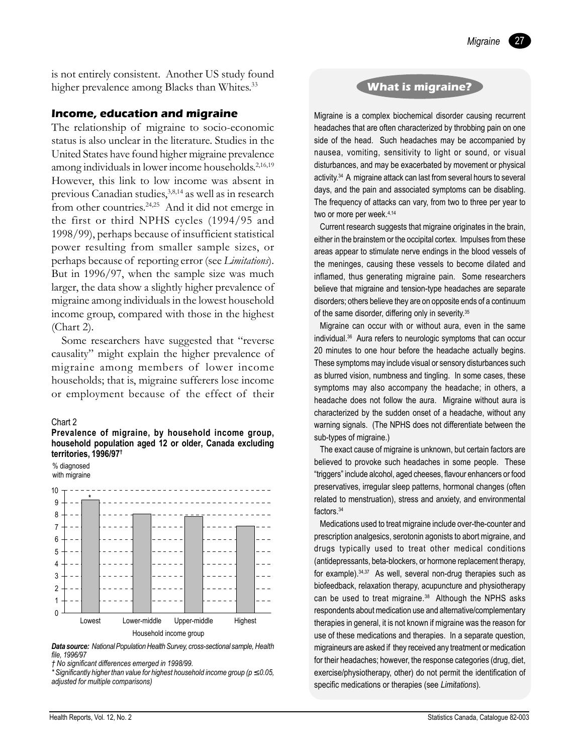is not entirely consistent. Another US study found higher prevalence among Blacks than Whites.[33]

### Income, education and migraine

The relationship of migraine to socio-economic status is also unclear in the literature. Studies in the United States have found higher migraine prevalence among individuals in lower income households.[2,16,19] However, this link to low income was absent in previous Canadian studies,[3,8,14] as well as in research from other countries.[24,25] And it did not emerge in the first or third NPHS cycles (1994/95 and 1998/99), perhaps because of insufficient statistical power resulting from smaller sample sizes, or perhaps because of reporting error (see *Limitations*). But in 1996/97, when the sample size was much larger, the data show a slightly higher prevalence of migraine among individuals in the lowest household income group, compared with those in the highest (Chart 2).

Some researchers have suggested that "reverse causality" might explain the higher prevalence of migraine among members of lower income households; that is, migraine sufferers lose income or employment because of the effect of their

Chart 2

**Prevalence of migraine, by household income group, household population aged 12 or older, Canada excluding territories, 1996/97†**

% diagnosed with migraine

| Household income group | % diagnosed with migraine |
|---|---|
| Lowest | 9.2* |
| Lower-middle | 8.1 |
| Upper-middle | 7.9 |
| Highest | 7.1 |

***Data source:*** *National Population Health Survey, cross-sectional sample, Health file, 1996/97*

*† No significant differences emerged in 1998/99.*

*\* Significantly higher than value for highest household income group ($p \leq 0.05$, adjusted for multiple comparisons)*

## What is migraine?

Migraine is a complex biochemical disorder causing recurrent headaches that are often characterized by throbbing pain on one side of the head. Such headaches may be accompanied by nausea, vomiting, sensitivity to light or sound, or visual disturbances, and may be exacerbated by movement or physical activity.[34] A migraine attack can last from several hours to several days, and the pain and associated symptoms can be disabling. The frequency of attacks can vary, from two to three per year to two or more per week.[4,14]

Current research suggests that migraine originates in the brain, either in the brainstem or the occipital cortex. Impulses from these areas appear to stimulate nerve endings in the blood vessels of the meninges, causing these vessels to become dilated and inflamed, thus generating migraine pain. Some researchers believe that migraine and tension-type headaches are separate disorders; others believe they are on opposite ends of a continuum of the same disorder, differing only in severity.[35]

Migraine can occur with or without aura, even in the same individual.[36] Aura refers to neurologic symptoms that can occur 20 minutes to one hour before the headache actually begins. These symptoms may include visual or sensory disturbances such as blurred vision, numbness and tingling. In some cases, these symptoms may also accompany the headache; in others, a headache does not follow the aura. Migraine without aura is characterized by the sudden onset of a headache, without any warning signals. (The NPHS does not differentiate between the sub-types of migraine.)

The exact cause of migraine is unknown, but certain factors are believed to provoke such headaches in some people. These "triggers" include alcohol, aged cheeses, flavour enhancers or food preservatives, irregular sleep patterns, hormonal changes (often related to menstruation), stress and anxiety, and environmental factors.[34]

Medications used to treat migraine include over-the-counter and prescription analgesics, serotonin agonists to abort migraine, and drugs typically used to treat other medical conditions (antidepressants, beta-blockers, or hormone replacement therapy, for example).[34,37] As well, several non-drug therapies such as biofeedback, relaxation therapy, acupuncture and physiotherapy can be used to treat migraine.[38] Although the NPHS asks respondents about medication use and alternative/complementary therapies in general, it is not known if migraine was the reason for use of these medications and therapies. In a separate question, migraineurs are asked if they received any treatment or medication for their headaches; however, the response categories (drug, diet, exercise/physiotherapy, other) do not permit the identification of specific medications or therapies (see *Limitations*).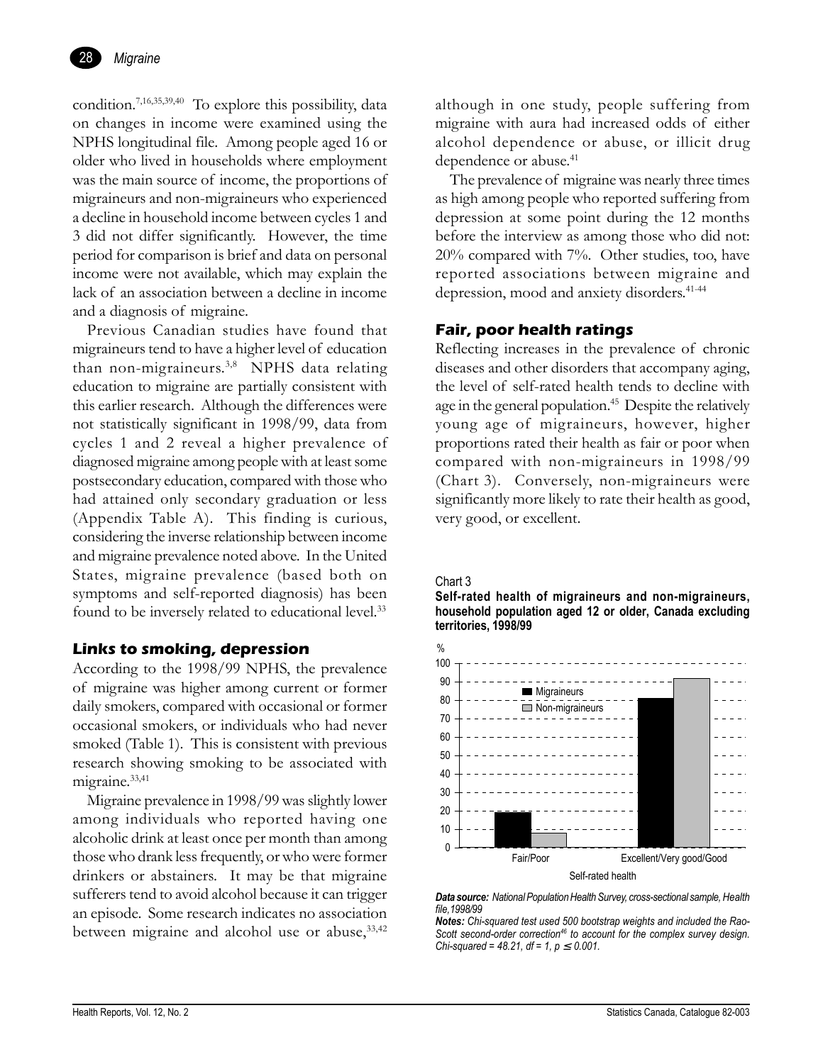condition.[7,16,35,39,40] To explore this possibility, data on changes in income were examined using the NPHS longitudinal file. Among people aged 16 or older who lived in households where employment was the main source of income, the proportions of migraineurs and non-migraineurs who experienced a decline in household income between cycles 1 and 3 did not differ significantly. However, the time period for comparison is brief and data on personal income were not available, which may explain the lack of an association between a decline in income and a diagnosis of migraine.

Previous Canadian studies have found that migraineurs tend to have a higher level of education than non-migraineurs.[3,8] NPHS data relating education to migraine are partially consistent with this earlier research. Although the differences were not statistically significant in 1998/99, data from cycles 1 and 2 reveal a higher prevalence of diagnosed migraine among people with at least some postsecondary education, compared with those who had attained only secondary graduation or less (Appendix Table A). This finding is curious, considering the inverse relationship between income and migraine prevalence noted above. In the United States, migraine prevalence (based both on symptoms and self-reported diagnosis) has been found to be inversely related to educational level.[33]

## Links to smoking, depression

According to the 1998/99 NPHS, the prevalence of migraine was higher among current or former daily smokers, compared with occasional or former occasional smokers, or individuals who had never smoked (Table 1). This is consistent with previous research showing smoking to be associated with migraine.[33,41]

Migraine prevalence in 1998/99 was slightly lower among individuals who reported having one alcoholic drink at least once per month than among those who drank less frequently, or who were former drinkers or abstainers. It may be that migraine sufferers tend to avoid alcohol because it can trigger an episode. Some research indicates no association between migraine and alcohol use or abuse,[33,42] although in one study, people suffering from migraine with aura had increased odds of either alcohol dependence or abuse, or illicit drug dependence or abuse.[41]

The prevalence of migraine was nearly three times as high among people who reported suffering from depression at some point during the 12 months before the interview as among those who did not: 20% compared with 7%. Other studies, too, have reported associations between migraine and depression, mood and anxiety disorders.[41-44]

## Fair, poor health ratings

Reflecting increases in the prevalence of chronic diseases and other disorders that accompany aging, the level of self-rated health tends to decline with age in the general population.[45] Despite the relatively young age of migraineurs, however, higher proportions rated their health as fair or poor when compared with non-migraineurs in 1998/99 (Chart 3). Conversely, non-migraineurs were significantly more likely to rate their health as good, very good, or excellent.

Chart 3

**Self-rated health of migraineurs and non-migraineurs, household population aged 12 or older, Canada excluding territories, 1998/99**

*Data source:* *National Population Health Survey, cross-sectional sample, Health file, 1998/99*

*Notes:* *Chi-squared test used 500 bootstrap weights and included the Rao-Scott second-order correction[46] to account for the complex survey design. Chi-squared = 48.21, df = 1, p ≤ 0.001.*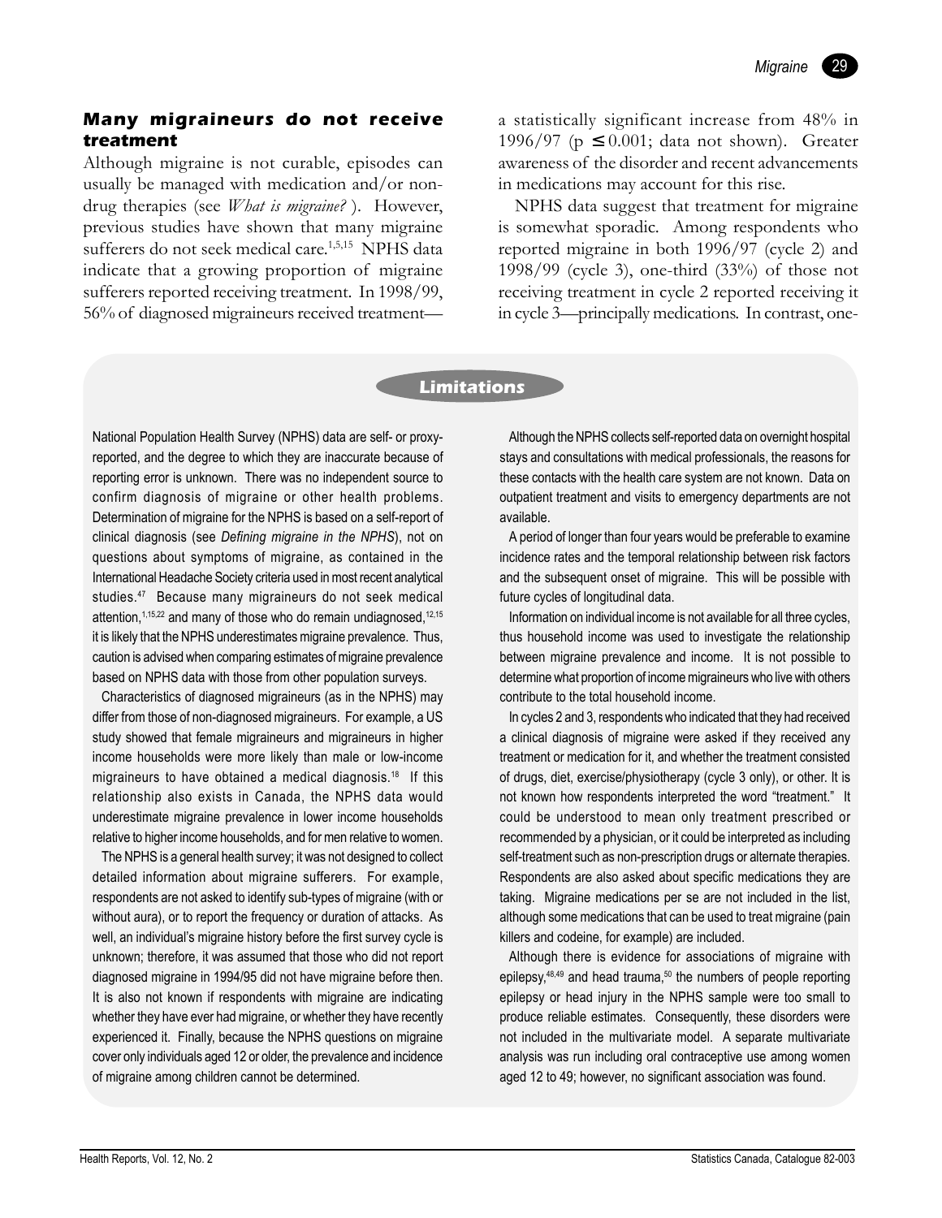## Many migraineurs do not receive treatment

Although migraine is not curable, episodes can usually be managed with medication and/or non-drug therapies (see *What is migraine?* ). However, previous studies have shown that many migraine sufferers do not seek medical care.[1,5,15] NPHS data indicate that a growing proportion of migraine sufferers reported receiving treatment. In 1998/99, 56% of diagnosed migraineurs received treatment—a statistically significant increase from 48% in 1996/97 ($p \leq 0.001$; data not shown). Greater awareness of the disorder and recent advancements in medications may account for this rise.

NPHS data suggest that treatment for migraine is somewhat sporadic. Among respondents who reported migraine in both 1996/97 (cycle 2) and 1998/99 (cycle 3), one-third (33%) of those not receiving treatment in cycle 2 reported receiving it in cycle 3—principally medications. In contrast, one-

### Limitations

National Population Health Survey (NPHS) data are self- or proxy-reported, and the degree to which they are inaccurate because of reporting error is unknown. There was no independent source to confirm diagnosis of migraine or other health problems. Determination of migraine for the NPHS is based on a self-report of clinical diagnosis (see *Defining migraine in the NPHS*), not on questions about symptoms of migraine, as contained in the International Headache Society criteria used in most recent analytical studies.[47] Because many migraineurs do not seek medical attention,[1,15,22] and many of those who do remain undiagnosed,[12,15] it is likely that the NPHS underestimates migraine prevalence. Thus, caution is advised when comparing estimates of migraine prevalence based on NPHS data with those from other population surveys.

Characteristics of diagnosed migraineurs (as in the NPHS) may differ from those of non-diagnosed migraineurs. For example, a US study showed that female migraineurs and migraineurs in higher income households were more likely than male or low-income migraineurs to have obtained a medical diagnosis.[18] If this relationship also exists in Canada, the NPHS data would underestimate migraine prevalence in lower income households relative to higher income households, and for men relative to women.

The NPHS is a general health survey; it was not designed to collect detailed information about migraine sufferers. For example, respondents are not asked to identify sub-types of migraine (with or without aura), or to report the frequency or duration of attacks. As well, an individual's migraine history before the first survey cycle is unknown; therefore, it was assumed that those who did not report diagnosed migraine in 1994/95 did not have migraine before then. It is also not known if respondents with migraine are indicating whether they have ever had migraine, or whether they have recently experienced it. Finally, because the NPHS questions on migraine cover only individuals aged 12 or older, the prevalence and incidence of migraine among children cannot be determined.

Although the NPHS collects self-reported data on overnight hospital stays and consultations with medical professionals, the reasons for these contacts with the health care system are not known. Data on outpatient treatment and visits to emergency departments are not available.

A period of longer than four years would be preferable to examine incidence rates and the temporal relationship between risk factors and the subsequent onset of migraine. This will be possible with future cycles of longitudinal data.

Information on individual income is not available for all three cycles, thus household income was used to investigate the relationship between migraine prevalence and income. It is not possible to determine what proportion of income migraineurs who live with others contribute to the total household income.

In cycles 2 and 3, respondents who indicated that they had received a clinical diagnosis of migraine were asked if they received any treatment or medication for it, and whether the treatment consisted of drugs, diet, exercise/physiotherapy (cycle 3 only), or other. It is not known how respondents interpreted the word "treatment." It could be understood to mean only treatment prescribed or recommended by a physician, or it could be interpreted as including self-treatment such as non-prescription drugs or alternate therapies. Respondents are also asked about specific medications they are taking. Migraine medications per se are not included in the list, although some medications that can be used to treat migraine (pain killers and codeine, for example) are included.

Although there is evidence for associations of migraine with epilepsy,[48,49] and head trauma,[50] the numbers of people reporting epilepsy or head injury in the NPHS sample were too small to produce reliable estimates. Consequently, these disorders were not included in the multivariate model. A separate multivariate analysis was run including oral contraceptive use among women aged 12 to 49; however, no significant association was found.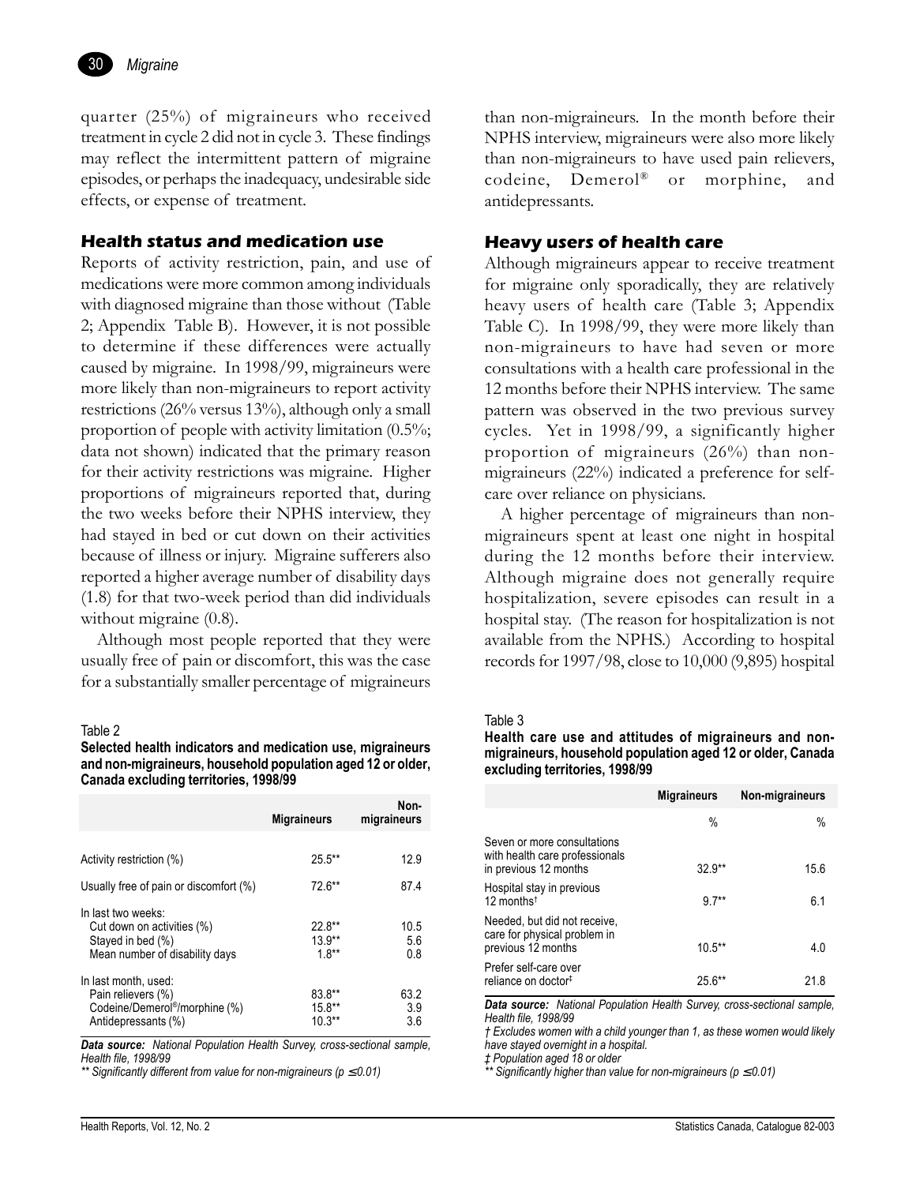quarter (25%) of migraineurs who received treatment in cycle 2 did not in cycle 3. These findings may reflect the intermittent pattern of migraine episodes, or perhaps the inadequacy, undesirable side effects, or expense of treatment.

### Health status and medication use

Reports of activity restriction, pain, and use of medications were more common among individuals with diagnosed migraine than those without (Table 2; Appendix Table B). However, it is not possible to determine if these differences were actually caused by migraine. In 1998/99, migraineurs were more likely than non-migraineurs to report activity restrictions (26% versus 13%), although only a small proportion of people with activity limitation (0.5%; data not shown) indicated that the primary reason for their activity restrictions was migraine. Higher proportions of migraineurs reported that, during the two weeks before their NPHS interview, they had stayed in bed or cut down on their activities because of illness or injury. Migraine sufferers also reported a higher average number of disability days (1.8) for that two-week period than did individuals without migraine (0.8).

Although most people reported that they were usually free of pain or discomfort, this was the case for a substantially smaller percentage of migraineurs than non-migraineurs. In the month before their NPHS interview, migraineurs were also more likely than non-migraineurs to have used pain relievers, codeine, Demerol® or morphine, and antidepressants.

### Heavy users of health care

Although migraineurs appear to receive treatment for migraine only sporadically, they are relatively heavy users of health care (Table 3; Appendix Table C). In 1998/99, they were more likely than non-migraineurs to have had seven or more consultations with a health care professional in the 12 months before their NPHS interview. The same pattern was observed in the two previous survey cycles. Yet in 1998/99, a significantly higher proportion of migraineurs (26%) than non-migraineurs (22%) indicated a preference for self-care over reliance on physicians.

A higher percentage of migraineurs than non-migraineurs spent at least one night in hospital during the 12 months before their interview. Although migraine does not generally require hospitalization, severe episodes can result in a hospital stay. (The reason for hospitalization is not available from the NPHS.) According to hospital records for 1997/98, close to 10,000 (9,895) hospital

Table 2
**Selected health indicators and medication use, migraineurs and non-migraineurs, household population aged 12 or older, Canada excluding territories, 1998/99**

| | Migraineurs | Non-migraineurs |
|---|---|---|
| Activity restriction (%) | 25.5** | 12.9 |
| Usually free of pain or discomfort (%) | 72.6** | 87.4 |
| In last two weeks: | | |
| Cut down on activities (%) | 22.8** | 10.5 |
| Stayed in bed (%) | 13.9** | 5.6 |
| Mean number of disability days | 1.8** | 0.8 |
| In last month, used: | | |
| Pain relievers (%) | 83.8** | 63.2 |
| Codeine/Demerol®/morphine (%) | 15.8** | 3.9 |
| Antidepressants (%) | 10.3** | 3.6 |

***Data source:*** *National Population Health Survey, cross-sectional sample, Health file, 1998/99*
*** Significantly different from value for non-migraineurs ($p \le 0.01$)*

Table 3
**Health care use and attitudes of migraineurs and non-migraineurs, household population aged 12 or older, Canada excluding territories, 1998/99**

| | Migraineurs | Non-migraineurs |
|---|---|---|
| | % | % |
| Seven or more consultations with health care professionals in previous 12 months | 32.9** | 15.6 |
| Hospital stay in previous 12 months† | 9.7** | 6.1 |
| Needed, but did not receive, care for physical problem in previous 12 months | 10.5** | 4.0 |
| Prefer self-care over reliance on doctor‡ | 25.6** | 21.8 |

***Data source:*** *National Population Health Survey, cross-sectional sample, Health file, 1998/99*
*† Excludes women with a child younger than 1, as these women would likely have stayed overnight in a hospital.*
*‡ Population aged 18 or older*
*** Significantly higher than value for non-migraineurs ($p \le 0.01$)*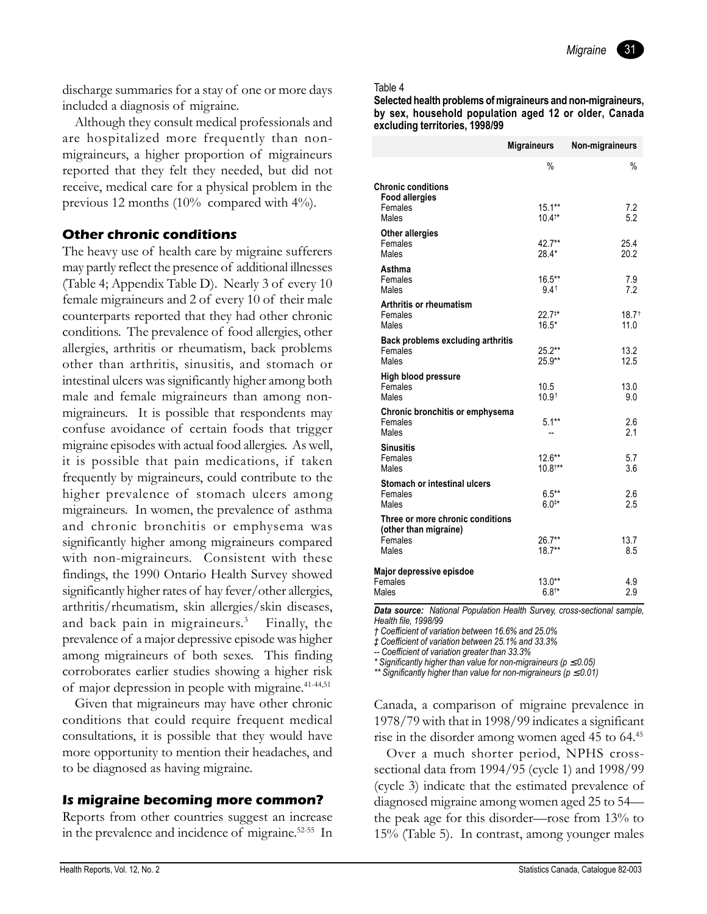discharge summaries for a stay of one or more days included a diagnosis of migraine.

Although they consult medical professionals and are hospitalized more frequently than non-migraineurs, a higher proportion of migraineurs reported that they felt they needed, but did not receive, medical care for a physical problem in the previous 12 months (10% compared with 4%).

### Other chronic conditions

The heavy use of health care by migraine sufferers may partly reflect the presence of additional illnesses (Table 4; Appendix Table D). Nearly 3 of every 10 female migraineurs and 2 of every 10 of their male counterparts reported that they had other chronic conditions. The prevalence of food allergies, other allergies, arthritis or rheumatism, back problems other than arthritis, sinusitis, and stomach or intestinal ulcers was significantly higher among both male and female migraineurs than among non-migraineurs. It is possible that respondents may confuse avoidance of certain foods that trigger migraine episodes with actual food allergies. As well, it is possible that pain medications, if taken frequently by migraineurs, could contribute to the higher prevalence of stomach ulcers among migraineurs. In women, the prevalence of asthma and chronic bronchitis or emphysema was significantly higher among migraineurs compared with non-migraineurs. Consistent with these findings, the 1990 Ontario Health Survey showed significantly higher rates of hay fever/other allergies, arthritis/rheumatism, skin allergies/skin diseases, and back pain in migraineurs.[3] Finally, the prevalence of a major depressive episode was higher among migraineurs of both sexes. This finding corroborates earlier studies showing a higher risk of major depression in people with migraine.[41-44,51]

Given that migraineurs may have other chronic conditions that could require frequent medical consultations, it is possible that they would have more opportunity to mention their headaches, and to be diagnosed as having migraine.

### Is migraine becoming more common?

Reports from other countries suggest an increase in the prevalence and incidence of migraine.[52-55] In Canada, a comparison of migraine prevalence in 1978/79 with that in 1998/99 indicates a significant rise in the disorder among women aged 45 to 64.[45]

Over a much shorter period, NPHS cross-sectional data from 1994/95 (cycle 1) and 1998/99 (cycle 3) indicate that the estimated prevalence of diagnosed migraine among women aged 25 to 54—the peak age for this disorder—rose from 13% to 15% (Table 5). In contrast, among younger males

Table 4

**Selected health problems of migraineurs and non-migraineurs, by sex, household population aged 12 or older, Canada excluding territories, 1998/99**

| | Migraineurs | Non-migraineurs |
|---|---|---|
| | % | % |
| **Chronic conditions** | | |
| **Food allergies** | | |
| Females | 15.1** | 7.2 |
| Males | 10.4†* | 5.2 |
| **Other allergies** | | |
| Females | 42.7** | 25.4 |
| Males | 28.4* | 20.2 |
| **Asthma** | | |
| Females | 16.5** | 7.9 |
| Males | 9.4† | 7.2 |
| **Arthritis or rheumatism** | | |
| Females | 22.7‡* | 18.7† |
| Males | 16.5* | 11.0 |
| **Back problems excluding arthritis** | | |
| Females | 25.2** | 13.2 |
| Males | 25.9** | 12.5 |
| **High blood pressure** | | |
| Females | 10.5 | 13.0 |
| Males | 10.9† | 9.0 |
| **Chronic bronchitis or emphysema** | | |
| Females | 5.1** | 2.6 |
| Males | -- | 2.1 |
| **Sinusitis** | | |
| Females | 12.6** | 5.7 |
| Males | 10.8†** | 3.6 |
| **Stomach or intestinal ulcers** | | |
| Females | 6.5** | 2.6 |
| Males | 6.0‡* | 2.5 |
| **Three or more chronic conditions (other than migraine)** | | |
| Females | 26.7** | 13.7 |
| Males | 18.7** | 8.5 |
| **Major depressive episdoe** | | |
| Females | 13.0** | 4.9 |
| Males | 6.8†* | 2.9 |

***Data source:*** *National Population Health Survey, cross-sectional sample, Health file, 1998/99*
*† Coefficient of variation between 16.6% and 25.0%*
*‡ Coefficient of variation between 25.1% and 33.3%*
*-- Coefficient of variation greater than 33.3%*
*\* Significantly higher than value for non-migraineurs ($p \leq 0.05$)*
*\*\* Significantly higher than value for non-migraineurs ($p \leq 0.01$)*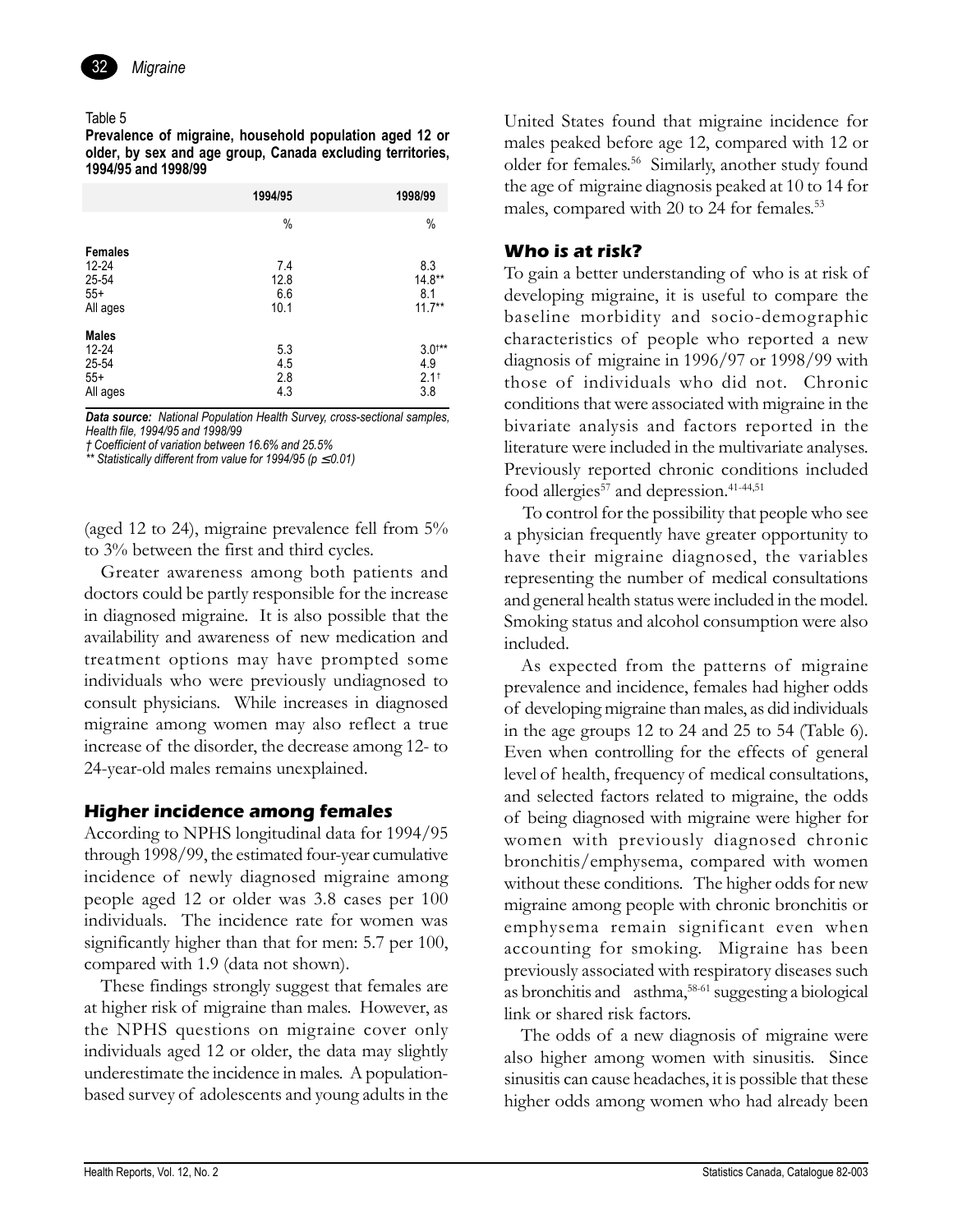Table 5

**Prevalence of migraine, household population aged 12 or older, by sex and age group, Canada excluding territories, 1994/95 and 1998/99**

| | 1994/95 | 1998/99 |
|---|---|---|
| | % | % |
| **Females** | | |
| 12-24 | 7.4 | 8.3 |
| 25-54 | 12.8 | 14.8** |
| 55+ | 6.6 | 8.1 |
| All ages | 10.1 | 11.7** |
| **Males** | | |
| 12-24 | 5.3 | 3.0†** |
| 25-54 | 4.5 | 4.9 |
| 55+ | 2.8 | 2.1† |
| All ages | 4.3 | 3.8 |

***Data source:*** *National Population Health Survey, cross-sectional samples, Health file, 1994/95 and 1998/99*
*† Coefficient of variation between 16.6% and 25.5%*
*** Statistically different from value for 1994/95 ($p \leq 0.01$)*

(aged 12 to 24), migraine prevalence fell from 5% to 3% between the first and third cycles.

Greater awareness among both patients and doctors could be partly responsible for the increase in diagnosed migraine. It is also possible that the availability and awareness of new medication and treatment options may have prompted some individuals who were previously undiagnosed to consult physicians. While increases in diagnosed migraine among women may also reflect a true increase of the disorder, the decrease among 12- to 24-year-old males remains unexplained.

### Higher incidence among females

According to NPHS longitudinal data for 1994/95 through 1998/99, the estimated four-year cumulative incidence of newly diagnosed migraine among people aged 12 or older was 3.8 cases per 100 individuals. The incidence rate for women was significantly higher than that for men: 5.7 per 100, compared with 1.9 (data not shown).

These findings strongly suggest that females are at higher risk of migraine than males. However, as the NPHS questions on migraine cover only individuals aged 12 or older, the data may slightly underestimate the incidence in males. A population-based survey of adolescents and young adults in the United States found that migraine incidence for males peaked before age 12, compared with 12 or older for females.[56] Similarly, another study found the age of migraine diagnosis peaked at 10 to 14 for males, compared with 20 to 24 for females.[53]

### Who is at risk?

To gain a better understanding of who is at risk of developing migraine, it is useful to compare the baseline morbidity and socio-demographic characteristics of people who reported a new diagnosis of migraine in 1996/97 or 1998/99 with those of individuals who did not. Chronic conditions that were associated with migraine in the bivariate analysis and factors reported in the literature were included in the multivariate analyses. Previously reported chronic conditions included food allergies[57] and depression.[41-44,51]

To control for the possibility that people who see a physician frequently have greater opportunity to have their migraine diagnosed, the variables representing the number of medical consultations and general health status were included in the model. Smoking status and alcohol consumption were also included.

As expected from the patterns of migraine prevalence and incidence, females had higher odds of developing migraine than males, as did individuals in the age groups 12 to 24 and 25 to 54 (Table 6). Even when controlling for the effects of general level of health, frequency of medical consultations, and selected factors related to migraine, the odds of being diagnosed with migraine were higher for women with previously diagnosed chronic bronchitis/emphysema, compared with women without these conditions. The higher odds for new migraine among people with chronic bronchitis or emphysema remain significant even when accounting for smoking. Migraine has been previously associated with respiratory diseases such as bronchitis and asthma,[58-61] suggesting a biological link or shared risk factors.

The odds of a new diagnosis of migraine were also higher among women with sinusitis. Since sinusitis can cause headaches, it is possible that these higher odds among women who had already been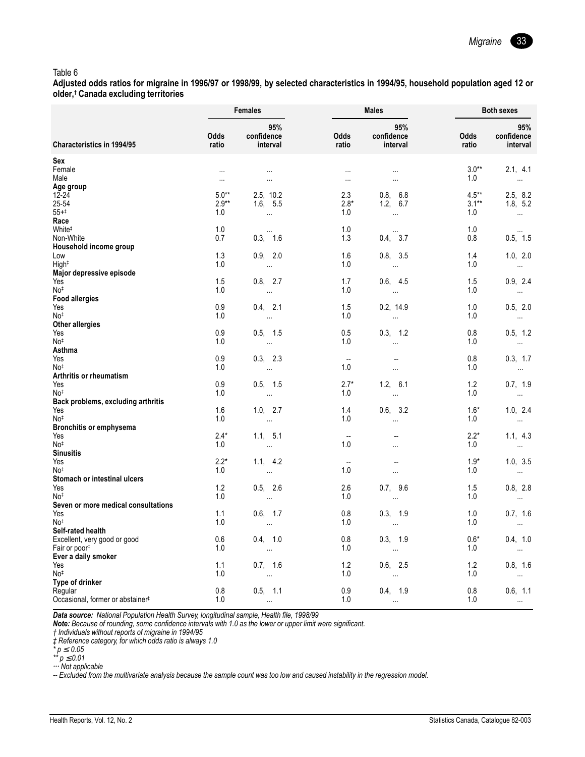Table 6

**Adjusted odds ratios for migraine in 1996/97 or 1998/99, by selected characteristics in 1994/95, household population aged 12 or older,† Canada excluding territories**

| Characteristics in 1994/95 | Females | | Males | | Both sexes | |
|---|---|---|---|---|---|---|
| | Odds ratio | 95% confidence interval | Odds ratio | 95% confidence interval | Odds ratio | 95% confidence interval |
| **Sex** | | | | | | |
| Female | ... | ... | ... | ... | 3.0** | 2.1, 4.1 |
| Male | ... | ... | ... | ... | 1.0 | ... |
| **Age group** | | | | | | |
| 12-24 | 5.0** | 2.5, 10.2 | 2.3 | 0.8, 6.8 | 4.5** | 2.5, 8.2 |
| 25-54 | 2.9** | 1.6, 5.5 | 2.8* | 1.2, 6.7 | 3.1** | 1.8, 5.2 |
| 55+‡ | 1.0 | ... | 1.0 | ... | 1.0 | ... |
| **Race** | | | | | | |
| White‡ | 1.0 | ... | 1.0 | ... | 1.0 | ... |
| Non-White | 0.7 | 0.3, 1.6 | 1.3 | 0.4, 3.7 | 0.8 | 0.5, 1.5 |
| **Household income group** | | | | | | |
| Low | 1.3 | 0.9, 2.0 | 1.6 | 0.8, 3.5 | 1.4 | 1.0, 2.0 |
| High‡ | 1.0 | ... | 1.0 | ... | 1.0 | ... |
| **Major depressive episode** | | | | | | |
| Yes | 1.5 | 0.8, 2.7 | 1.7 | 0.6, 4.5 | 1.5 | 0.9, 2.4 |
| No‡ | 1.0 | ... | 1.0 | ... | 1.0 | ... |
| **Food allergies** | | | | | | |
| Yes | 0.9 | 0.4, 2.1 | 1.5 | 0.2, 14.9 | 1.0 | 0.5, 2.0 |
| No‡ | 1.0 | ... | 1.0 | ... | 1.0 | ... |
| **Other allergies** | | | | | | |
| Yes | 0.9 | 0.5, 1.5 | 0.5 | 0.3, 1.2 | 0.8 | 0.5, 1.2 |
| No‡ | 1.0 | ... | 1.0 | ... | 1.0 | ... |
| **Asthma** | | | | | | |
| Yes | 0.9 | 0.3, 2.3 | -- | -- | 0.8 | 0.3, 1.7 |
| No‡ | 1.0 | ... | 1.0 | ... | 1.0 | ... |
| **Arthritis or rheumatism** | | | | | | |
| Yes | 0.9 | 0.5, 1.5 | 2.7* | 1.2, 6.1 | 1.2 | 0.7, 1.9 |
| No‡ | 1.0 | ... | 1.0 | ... | 1.0 | ... |
| **Back problems, excluding arthritis** | | | | | | |
| Yes | 1.6 | 1.0, 2.7 | 1.4 | 0.6, 3.2 | 1.6* | 1.0, 2.4 |
| No‡ | 1.0 | ... | 1.0 | ... | 1.0 | ... |
| **Bronchitis or emphysema** | | | | | | |
| Yes | 2.4* | 1.1, 5.1 | -- | -- | 2.2* | 1.1, 4.3 |
| No‡ | 1.0 | ... | 1.0 | ... | 1.0 | ... |
| **Sinusitis** | | | | | | |
| Yes | 2.2* | 1.1, 4.2 | -- | -- | 1.9* | 1.0, 3.5 |
| No‡ | 1.0 | ... | 1.0 | ... | 1.0 | ... |
| **Stomach or intestinal ulcers** | | | | | | |
| Yes | 1.2 | 0.5, 2.6 | 2.6 | 0.7, 9.6 | 1.5 | 0.8, 2.8 |
| No‡ | 1.0 | ... | 1.0 | ... | 1.0 | ... |
| **Seven or more medical consultations** | | | | | | |
| Yes | 1.1 | 0.6, 1.7 | 0.8 | 0.3, 1.9 | 1.0 | 0.7, 1.6 |
| No‡ | 1.0 | ... | 1.0 | ... | 1.0 | ... |
| **Self-rated health** | | | | | | |
| Excellent, very good or good | 0.6 | 0.4, 1.0 | 0.8 | 0.3, 1.9 | 0.6* | 0.4, 1.0 |
| Fair or poor‡ | 1.0 | ... | 1.0 | ... | 1.0 | ... |
| **Ever a daily smoker** | | | | | | |
| Yes | 1.1 | 0.7, 1.6 | 1.2 | 0.6, 2.5 | 1.2 | 0.8, 1.6 |
| No‡ | 1.0 | ... | 1.0 | ... | 1.0 | ... |
| **Type of drinker** | | | | | | |
| Regular | 0.8 | 0.5, 1.1 | 0.9 | 0.4, 1.9 | 0.8 | 0.6, 1.1 |
| Occasional, former or abstainer‡ | 1.0 | ... | 1.0 | ... | 1.0 | ... |

***Data source:*** *National Population Health Survey, longitudinal sample, Health file, 1998/99*

***Note:*** *Because of rounding, some confidence intervals with 1.0 as the lower or upper limit were significant.*

*† Individuals without reports of migraine in 1994/95*

*‡ Reference category, for which odds ratio is always 1.0*

*\* $p \leq 0.05$*

*\*\* $p \leq 0.01$*

*... Not applicable*

*-- Excluded from the multivariate analysis because the sample count was too low and caused instability in the regression model.*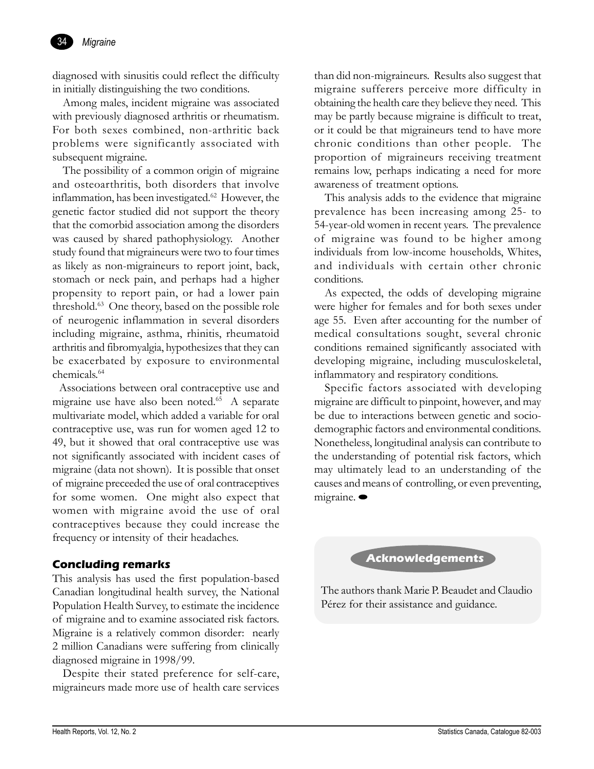diagnosed with sinusitis could reflect the difficulty in initially distinguishing the two conditions.

Among males, incident migraine was associated with previously diagnosed arthritis or rheumatism. For both sexes combined, non-arthritic back problems were significantly associated with subsequent migraine.

The possibility of a common origin of migraine and osteoarthritis, both disorders that involve inflammation, has been investigated.[62] However, the genetic factor studied did not support the theory that the comorbid association among the disorders was caused by shared pathophysiology. Another study found that migraineurs were two to four times as likely as non-migraineurs to report joint, back, stomach or neck pain, and perhaps had a higher propensity to report pain, or had a lower pain threshold.[63] One theory, based on the possible role of neurogenic inflammation in several disorders including migraine, asthma, rhinitis, rheumatoid arthritis and fibromyalgia, hypothesizes that they can be exacerbated by exposure to environmental chemicals.[64]

Associations between oral contraceptive use and migraine use have also been noted.[65] A separate multivariate model, which added a variable for oral contraceptive use, was run for women aged 12 to 49, but it showed that oral contraceptive use was not significantly associated with incident cases of migraine (data not shown). It is possible that onset of migraine preceeded the use of oral contraceptives for some women. One might also expect that women with migraine avoid the use of oral contraceptives because they could increase the frequency or intensity of their headaches.

## Concluding remarks

This analysis has used the first population-based Canadian longitudinal health survey, the National Population Health Survey, to estimate the incidence of migraine and to examine associated risk factors. Migraine is a relatively common disorder: nearly 2 million Canadians were suffering from clinically diagnosed migraine in 1998/99.

Despite their stated preference for self-care, migraineurs made more use of health care services than did non-migraineurs. Results also suggest that migraine sufferers perceive more difficulty in obtaining the health care they believe they need. This may be partly because migraine is difficult to treat, or it could be that migraineurs tend to have more chronic conditions than other people. The proportion of migraineurs receiving treatment remains low, perhaps indicating a need for more awareness of treatment options.

This analysis adds to the evidence that migraine prevalence has been increasing among 25- to 54-year-old women in recent years. The prevalence of migraine was found to be higher among individuals from low-income households, Whites, and individuals with certain other chronic conditions.

As expected, the odds of developing migraine were higher for females and for both sexes under age 55. Even after accounting for the number of medical consultations sought, several chronic conditions remained significantly associated with developing migraine, including musculoskeletal, inflammatory and respiratory conditions.

Specific factors associated with developing migraine are difficult to pinpoint, however, and may be due to interactions between genetic and socio-demographic factors and environmental conditions. Nonetheless, longitudinal analysis can contribute to the understanding of potential risk factors, which may ultimately lead to an understanding of the causes and means of controlling, or even preventing, migraine.

## Acknowledgements

The authors thank Marie P. Beaudet and Claudio Pérez for their assistance and guidance.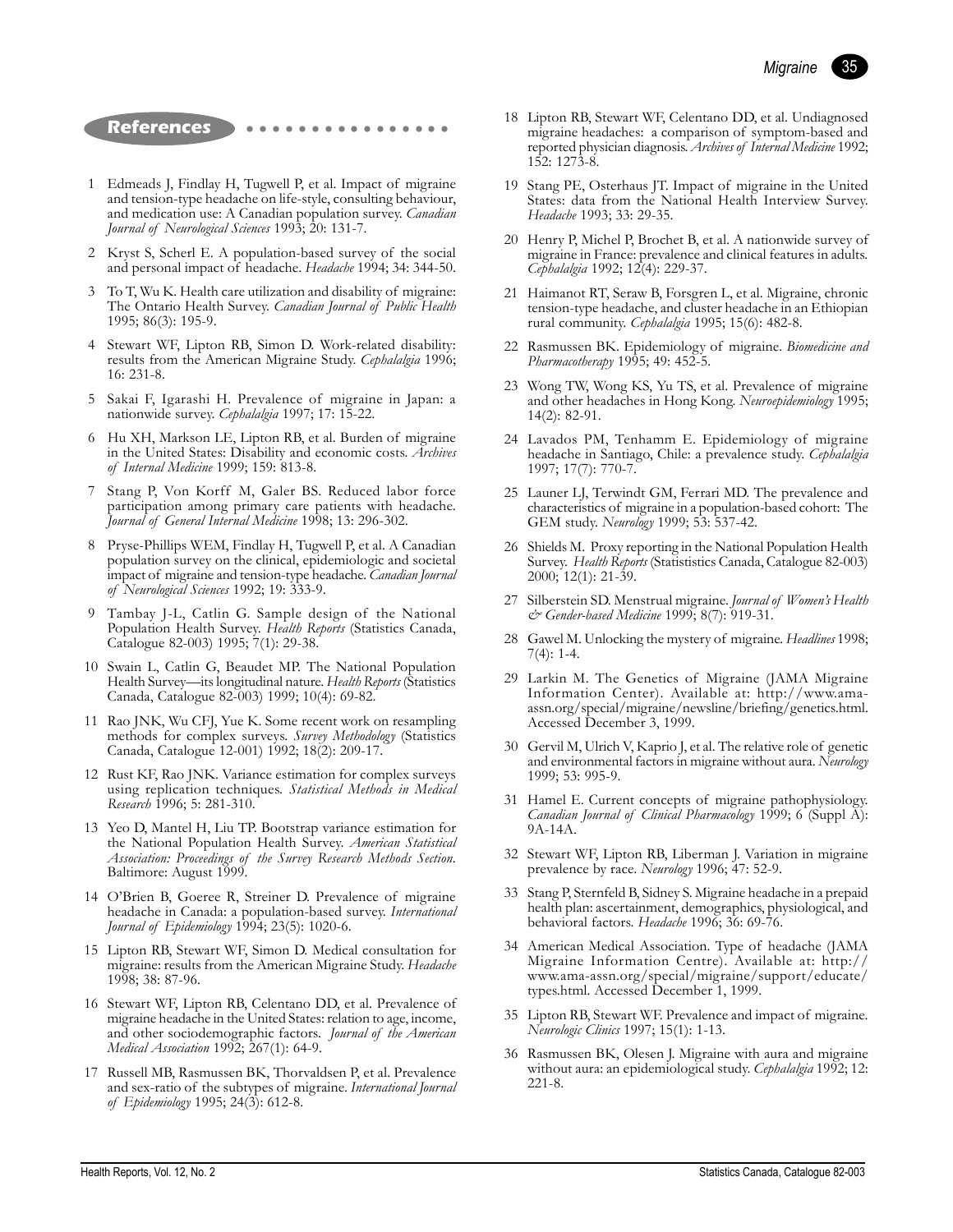## References

1. Edmeads J, Findlay H, Tugwell P, et al. Impact of migraine and tension-type headache on life-style, consulting behaviour, and medication use: A Canadian population survey. *Canadian Journal of Neurological Sciences* 1993; 20: 131-7.

2. Kryst S, Scherl E. A population-based survey of the social and personal impact of headache. *Headache* 1994; 34: 344-50.

3. To T, Wu K. Health care utilization and disability of migraine: The Ontario Health Survey. *Canadian Journal of Public Health* 1995; 86(3): 195-9.

4. Stewart WF, Lipton RB, Simon D. Work-related disability: results from the American Migraine Study. *Cephalalgia* 1996; 16: 231-8.

5. Sakai F, Igarashi H. Prevalence of migraine in Japan: a nationwide survey. *Cephalalgia* 1997; 17: 15-22.

6. Hu XH, Markson LE, Lipton RB, et al. Burden of migraine in the United States: Disability and economic costs. *Archives of Internal Medicine* 1999; 159: 813-8.

7. Stang P, Von Korff M, Galer BS. Reduced labor force participation among primary care patients with headache. *Journal of General Internal Medicine* 1998; 13: 296-302.

8. Pryse-Phillips WEM, Findlay H, Tugwell P, et al. A Canadian population survey on the clinical, epidemiologic and societal impact of migraine and tension-type headache. *Canadian Journal of Neurological Sciences* 1992; 19: 333-9.

9. Tambay J-L, Catlin G. Sample design of the National Population Health Survey. *Health Reports* (Statistics Canada, Catalogue 82-003) 1995; 7(1): 29-38.

10. Swain L, Catlin G, Beaudet MP. The National Population Health Survey—its longitudinal nature. *Health Reports* (Statistics Canada, Catalogue 82-003) 1999; 10(4): 69-82.

11. Rao JNK, Wu CFJ, Yue K. Some recent work on resampling methods for complex surveys. *Survey Methodology* (Statistics Canada, Catalogue 12-001) 1992; 18(2): 209-17.

12. Rust KF, Rao JNK. Variance estimation for complex surveys using replication techniques. *Statistical Methods in Medical Research* 1996; 5: 281-310.

13. Yeo D, Mantel H, Liu TP. Bootstrap variance estimation for the National Population Health Survey. *American Statistical Association: Proceedings of the Survey Research Methods Section.* Baltimore: August 1999.

14. O'Brien B, Goeree R, Streiner D. Prevalence of migraine headache in Canada: a population-based survey. *International Journal of Epidemiology* 1994; 23(5): 1020-6.

15. Lipton RB, Stewart WF, Simon D. Medical consultation for migraine: results from the American Migraine Study. *Headache* 1998; 38: 87-96.

16. Stewart WF, Lipton RB, Celentano DD, et al. Prevalence of migraine headache in the United States: relation to age, income, and other sociodemographic factors. *Journal of the American Medical Association* 1992; 267(1): 64-9.

17. Russell MB, Rasmussen BK, Thorvaldsen P, et al. Prevalence and sex-ratio of the subtypes of migraine. *International Journal of Epidemiology* 1995; 24(3): 612-8.

18. Lipton RB, Stewart WF, Celentano DD, et al. Undiagnosed migraine headaches: a comparison of symptom-based and reported physician diagnosis. *Archives of Internal Medicine* 1992; 152: 1273-8.

19. Stang PE, Osterhaus JT. Impact of migraine in the United States: data from the National Health Interview Survey. *Headache* 1993; 33: 29-35.

20. Henry P, Michel P, Brochet B, et al. A nationwide survey of migraine in France: prevalence and clinical features in adults. *Cephalalgia* 1992; 12(4): 229-37.

21. Haimanot RT, Seraw B, Forsgren L, et al. Migraine, chronic tension-type headache, and cluster headache in an Ethiopian rural community. *Cephalalgia* 1995; 15(6): 482-8.

22. Rasmussen BK. Epidemiology of migraine. *Biomedicine and Pharmacotherapy* 1995; 49: 452-5.

23. Wong TW, Wong KS, Yu TS, et al. Prevalence of migraine and other headaches in Hong Kong. *Neuroepidemiology* 1995; 14(2): 82-91.

24. Lavados PM, Tenhamm E. Epidemiology of migraine headache in Santiago, Chile: a prevalence study. *Cephalalgia* 1997; 17(7): 770-7.

25. Launer LJ, Terwindt GM, Ferrari MD. The prevalence and characteristics of migraine in a population-based cohort: The GEM study. *Neurology* 1999; 53: 537-42.

26. Shields M. Proxy reporting in the National Population Health Survey. *Health Reports* (Statististics Canada, Catalogue 82-003) 2000; 12(1): 21-39.

27. Silberstein SD. Menstrual migraine. *Journal of Women's Health & Gender-based Medicine* 1999; 8(7): 919-31.

28. Gawel M. Unlocking the mystery of migraine. *Headlines* 1998; 7(4): 1-4.

29. Larkin M. The Genetics of Migraine (JAMA Migraine Information Center). Available at: http://www.ama-assn.org/special/migraine/newsline/briefing/genetics.html. Accessed December 3, 1999.

30. Gervil M, Ulrich V, Kaprio J, et al. The relative role of genetic and environmental factors in migraine without aura. *Neurology* 1999; 53: 995-9.

31. Hamel E. Current concepts of migraine pathophysiology. *Canadian Journal of Clinical Pharmacology* 1999; 6 (Suppl A): 9A-14A.

32. Stewart WF, Lipton RB, Liberman J. Variation in migraine prevalence by race. *Neurology* 1996; 47: 52-9.

33. Stang P, Sternfeld B, Sidney S. Migraine headache in a prepaid health plan: ascertainment, demographics, physiological, and behavioral factors. *Headache* 1996; 36: 69-76.

34. American Medical Association. Type of headache (JAMA Migraine Information Centre). Available at: http://www.ama-assn.org/special/migraine/support/educate/types.html. Accessed December 1, 1999.

35. Lipton RB, Stewart WF. Prevalence and impact of migraine. *Neurologic Clinics* 1997; 15(1): 1-13.

36. Rasmussen BK, Olesen J. Migraine with aura and migraine without aura: an epidemiological study. *Cephalalgia* 1992; 12: 221-8.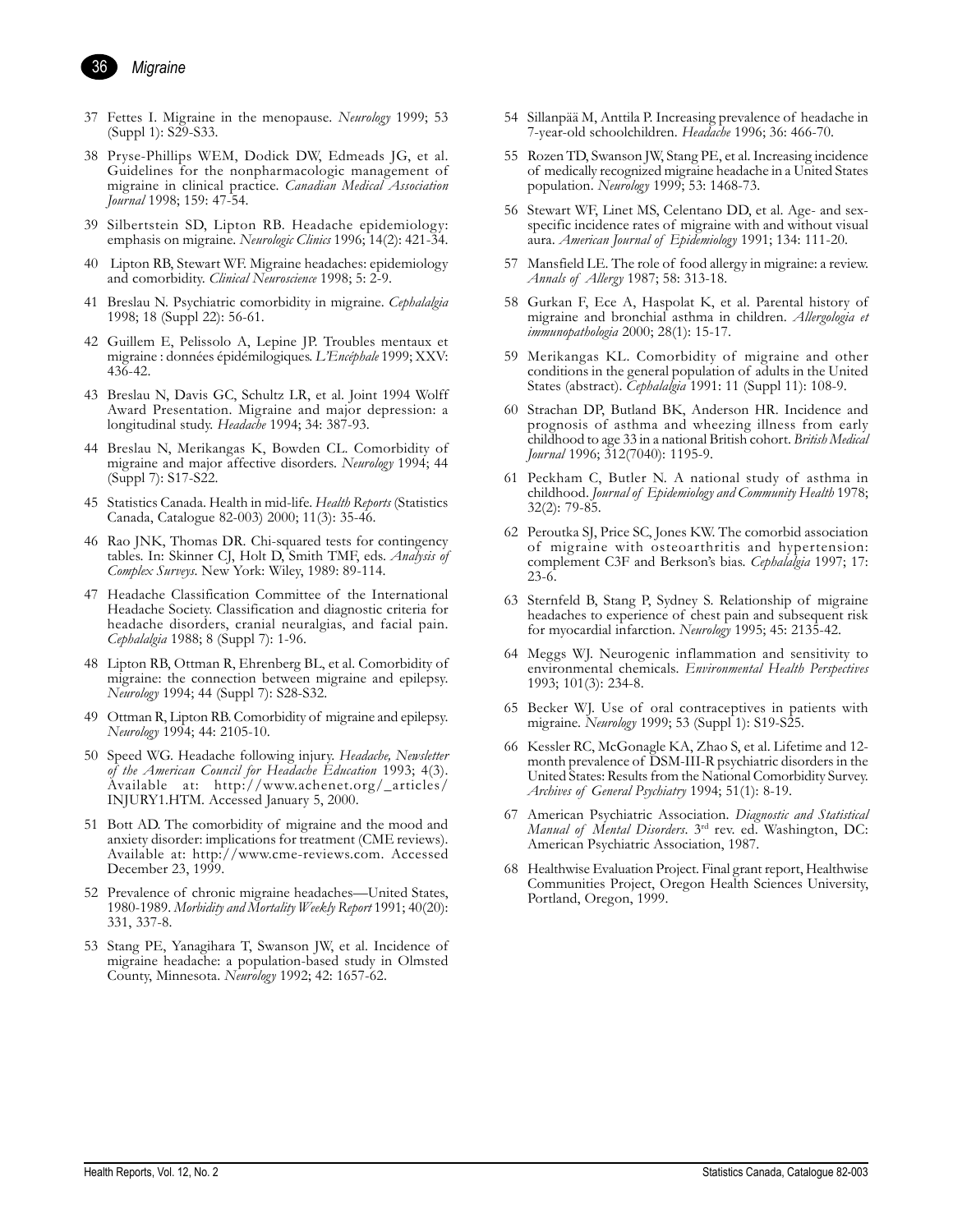37 Fettes I. Migraine in the menopause. *Neurology* 1999; 53 (Suppl 1): S29-S33.

38 Pryse-Phillips WEM, Dodick DW, Edmeads JG, et al. Guidelines for the nonpharmacologic management of migraine in clinical practice. *Canadian Medical Association Journal* 1998; 159: 47-54.

39 Silbertstein SD, Lipton RB. Headache epidemiology: emphasis on migraine. *Neurologic Clinics* 1996; 14(2): 421-34.

40 Lipton RB, Stewart WF. Migraine headaches: epidemiology and comorbidity. *Clinical Neuroscience* 1998; 5: 2-9.

41 Breslau N. Psychiatric comorbidity in migraine. *Cephalalgia* 1998; 18 (Suppl 22): 56-61.

42 Guillem E, Pelissolo A, Lepine JP. Troubles mentaux et migraine : données épidémilogiques. *L'Encéphale* 1999; XXV: 436-42.

43 Breslau N, Davis GC, Schultz LR, et al. Joint 1994 Wolff Award Presentation. Migraine and major depression: a longitudinal study. *Headache* 1994; 34: 387-93.

44 Breslau N, Merikangas K, Bowden CL. Comorbidity of migraine and major affective disorders. *Neurology* 1994; 44 (Suppl 7): S17-S22.

45 Statistics Canada. Health in mid-life. *Health Reports* (Statistics Canada, Catalogue 82-003) 2000; 11(3): 35-46.

46 Rao JNK, Thomas DR. Chi-squared tests for contingency tables. In: Skinner CJ, Holt D, Smith TMF, eds. *Analysis of Complex Surveys*. New York: Wiley, 1989: 89-114.

47 Headache Classification Committee of the International Headache Society. Classification and diagnostic criteria for headache disorders, cranial neuralgias, and facial pain. *Cephalalgia* 1988; 8 (Suppl 7): 1-96.

48 Lipton RB, Ottman R, Ehrenberg BL, et al. Comorbidity of migraine: the connection between migraine and epilepsy. *Neurology* 1994; 44 (Suppl 7): S28-S32.

49 Ottman R, Lipton RB. Comorbidity of migraine and epilepsy. *Neurology* 1994; 44: 2105-10.

50 Speed WG. Headache following injury. *Headache, Newsletter of the American Council for Headache Education* 1993; 4(3). Available at: http://www.achenet.org/_articles/INJURY1.HTM. Accessed January 5, 2000.

51 Bott AD. The comorbidity of migraine and the mood and anxiety disorder: implications for treatment (CME reviews). Available at: http://www.cme-reviews.com. Accessed December 23, 1999.

52 Prevalence of chronic migraine headaches—United States, 1980-1989. *Morbidity and Mortality Weekly Report* 1991; 40(20): 331, 337-8.

53 Stang PE, Yanagihara T, Swanson JW, et al. Incidence of migraine headache: a population-based study in Olmsted County, Minnesota. *Neurology* 1992; 42: 1657-62.

54 Sillanpää M, Anttila P. Increasing prevalence of headache in 7-year-old schoolchildren. *Headache* 1996; 36: 466-70.

55 Rozen TD, Swanson JW, Stang PE, et al. Increasing incidence of medically recognized migraine headache in a United States population. *Neurology* 1999; 53: 1468-73.

56 Stewart WF, Linet MS, Celentano DD, et al. Age- and sex-specific incidence rates of migraine with and without visual aura. *American Journal of Epidemiology* 1991; 134: 111-20.

57 Mansfield LE. The role of food allergy in migraine: a review. *Annals of Allergy* 1987; 58: 313-18.

58 Gurkan F, Ece A, Haspolat K, et al. Parental history of migraine and bronchial asthma in children. *Allergologia et immunopathologia* 2000; 28(1): 15-17.

59 Merikangas KL. Comorbidity of migraine and other conditions in the general population of adults in the United States (abstract). *Cephalalgia* 1991: 11 (Suppl 11): 108-9.

60 Strachan DP, Butland BK, Anderson HR. Incidence and prognosis of asthma and wheezing illness from early childhood to age 33 in a national British cohort. *British Medical Journal* 1996; 312(7040): 1195-9.

61 Peckham C, Butler N. A national study of asthma in childhood. *Journal of Epidemiology and Community Health* 1978; 32(2): 79-85.

62 Peroutka SJ, Price SC, Jones KW. The comorbid association of migraine with osteoarthritis and hypertension: complement C3F and Berkson's bias. *Cephalalgia* 1997; 17: 23-6.

63 Sternfeld B, Stang P, Sydney S. Relationship of migraine headaches to experience of chest pain and subsequent risk for myocardial infarction. *Neurology* 1995; 45: 2135-42.

64 Meggs WJ. Neurogenic inflammation and sensitivity to environmental chemicals. *Environmental Health Perspectives* 1993; 101(3): 234-8.

65 Becker WJ. Use of oral contraceptives in patients with migraine. *Neurology* 1999; 53 (Suppl 1): S19-S25.

66 Kessler RC, McGonagle KA, Zhao S, et al. Lifetime and 12-month prevalence of DSM-III-R psychiatric disorders in the United States: Results from the National Comorbidity Survey. *Archives of General Psychiatry* 1994; 51(1): 8-19.

67 American Psychiatric Association. *Diagnostic and Statistical Manual of Mental Disorders*. 3rd rev. ed. Washington, DC: American Psychiatric Association, 1987.

68 Healthwise Evaluation Project. Final grant report, Healthwise Communities Project, Oregon Health Sciences University, Portland, Oregon, 1999.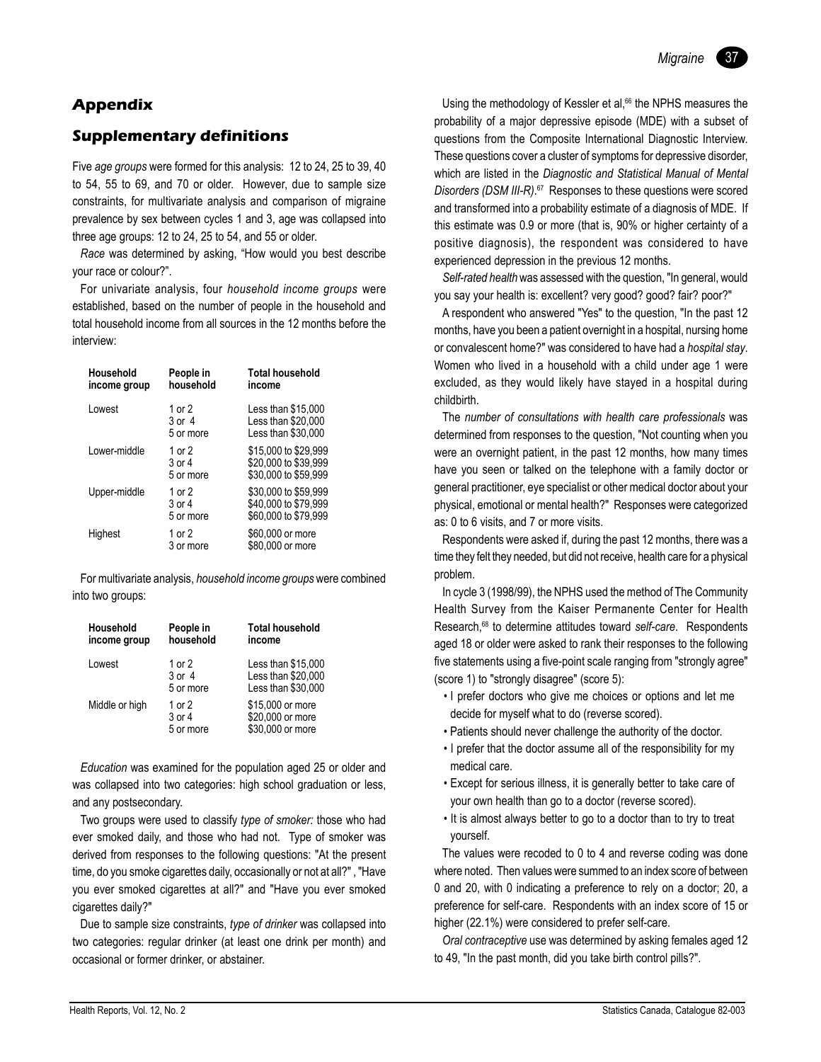## Appendix

## Supplementary definitions

Five *age groups* were formed for this analysis: 12 to 24, 25 to 39, 40 to 54, 55 to 69, and 70 or older. However, due to sample size constraints, for multivariate analysis and comparison of migraine prevalence by sex between cycles 1 and 3, age was collapsed into three age groups: 12 to 24, 25 to 54, and 55 or older.

*Race* was determined by asking, "How would you best describe your race or colour?".

For univariate analysis, four *household income groups* were established, based on the number of people in the household and total household income from all sources in the 12 months before the interview:

| Household income group | People in household | Total household income |
|---|---|---|
| Lowest | 1 or 2 | Less than $15,000 |
| | 3 or 4 | Less than $20,000 |
| | 5 or more | Less than $30,000 |
| Lower-middle | 1 or 2 | $15,000 to $29,999 |
| | 3 or 4 | $20,000 to $39,999 |
| | 5 or more | $30,000 to $59,999 |
| Upper-middle | 1 or 2 | $30,000 to $59,999 |
| | 3 or 4 | $40,000 to $79,999 |
| | 5 or more | $60,000 to $79,999 |
| Highest | 1 or 2 | $60,000 or more |
| | 3 or more | $80,000 or more |

For multivariate analysis, *household income groups* were combined into two groups:

| Household income group | People in household | Total household income |
|---|---|---|
| Lowest | 1 or 2 | Less than $15,000 |
| | 3 or 4 | Less than $20,000 |
| | 5 or more | Less than $30,000 |
| Middle or high | 1 or 2 | $15,000 or more |
| | 3 or 4 | $20,000 or more |
| | 5 or more | $30,000 or more |

*Education* was examined for the population aged 25 or older and was collapsed into two categories: high school graduation or less, and any postsecondary.

Two groups were used to classify *type of smoker:* those who had ever smoked daily, and those who had not. Type of smoker was derived from responses to the following questions: "At the present time, do you smoke cigarettes daily, occasionally or not at all?" , "Have you ever smoked cigarettes at all?" and "Have you ever smoked cigarettes daily?"

Due to sample size constraints, *type of drinker* was collapsed into two categories: regular drinker (at least one drink per month) and occasional or former drinker, or abstainer.

Using the methodology of Kessler et al,[66] the NPHS measures the probability of a major depressive episode (MDE) with a subset of questions from the Composite International Diagnostic Interview. These questions cover a cluster of symptoms for depressive disorder, which are listed in the *Diagnostic and Statistical Manual of Mental Disorders (DSM III-R)*.[67] Responses to these questions were scored and transformed into a probability estimate of a diagnosis of MDE. If this estimate was 0.9 or more (that is, 90% or higher certainty of a positive diagnosis), the respondent was considered to have experienced depression in the previous 12 months.

*Self-rated health* was assessed with the question, "In general, would you say your health is: excellent? very good? good? fair? poor?"

A respondent who answered "Yes" to the question, "In the past 12 months, have you been a patient overnight in a hospital, nursing home or convalescent home?" was considered to have had a *hospital stay*. Women who lived in a household with a child under age 1 were excluded, as they would likely have stayed in a hospital during childbirth.

The *number of consultations with health care professionals* was determined from responses to the question, "Not counting when you were an overnight patient, in the past 12 months, how many times have you seen or talked on the telephone with a family doctor or general practitioner, eye specialist or other medical doctor about your physical, emotional or mental health?" Responses were categorized as: 0 to 6 visits, and 7 or more visits.

Respondents were asked if, during the past 12 months, there was a time they felt they needed, but did not receive, health care for a physical problem.

In cycle 3 (1998/99), the NPHS used the method of The Community Health Survey from the Kaiser Permanente Center for Health Research,[68] to determine attitudes toward *self-care*. Respondents aged 18 or older were asked to rank their responses to the following five statements using a five-point scale ranging from "strongly agree" (score 1) to "strongly disagree" (score 5):

- I prefer doctors who give me choices or options and let me decide for myself what to do (reverse scored).
- Patients should never challenge the authority of the doctor.
- I prefer that the doctor assume all of the responsibility for my medical care.
- Except for serious illness, it is generally better to take care of your own health than go to a doctor (reverse scored).
- It is almost always better to go to a doctor than to try to treat yourself.

The values were recoded to 0 to 4 and reverse coding was done where noted. Then values were summed to an index score of between 0 and 20, with 0 indicating a preference to rely on a doctor; 20, a preference for self-care. Respondents with an index score of 15 or higher (22.1%) were considered to prefer self-care.

*Oral contraceptive* use was determined by asking females aged 12 to 49, "In the past month, did you take birth control pills?".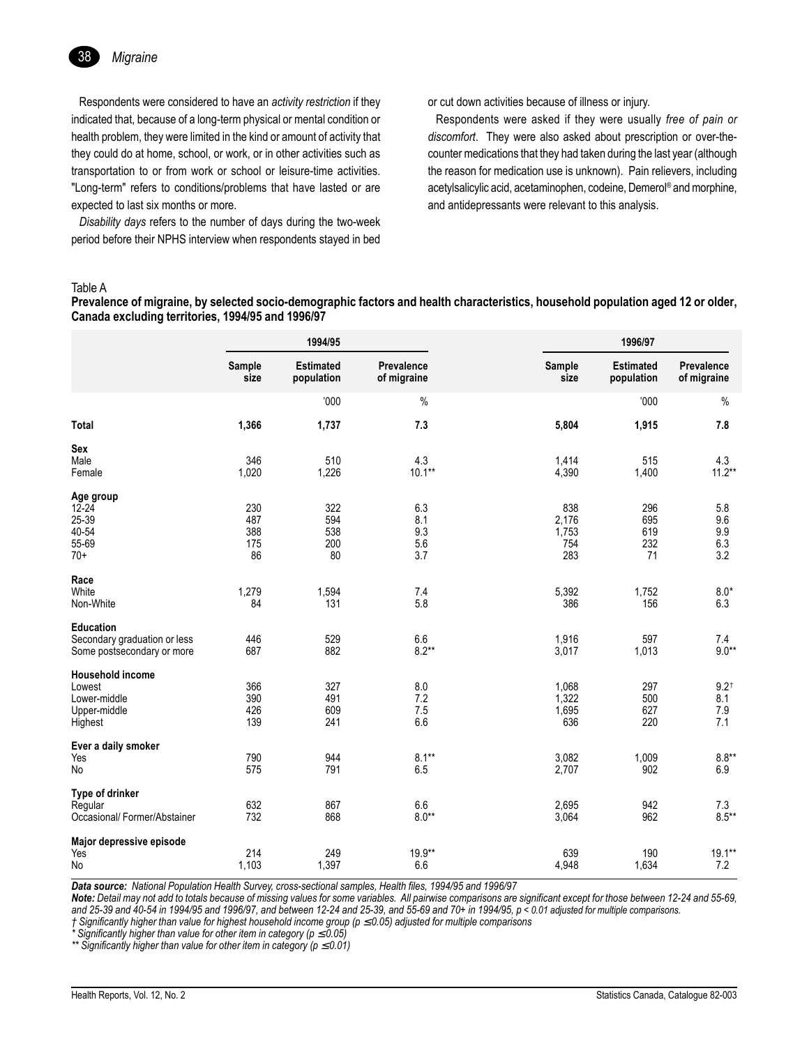Respondents were considered to have an *activity restriction* if they indicated that, because of a long-term physical or mental condition or health problem, they were limited in the kind or amount of activity that they could do at home, school, or work, or in other activities such as transportation to or from work or school or leisure-time activities. "Long-term" refers to conditions/problems that have lasted or are expected to last six months or more.

*Disability days* refers to the number of days during the two-week period before their NPHS interview when respondents stayed in bed or cut down activities because of illness or injury.

Respondents were asked if they were usually *free of pain or discomfort*. They were also asked about prescription or over-the-counter medications that they had taken during the last year (although the reason for medication use is unknown). Pain relievers, including acetylsalicylic acid, acetaminophen, codeine, Demerol® and morphine, and antidepressants were relevant to this analysis.

Table A

**Prevalence of migraine, by selected socio-demographic factors and health characteristics, household population aged 12 or older, Canada excluding territories, 1994/95 and 1996/97**

| | 1994/95 | | | 1996/97 | | |
|---|---|---|---|---|---|---|
| | Sample size | Estimated population | Prevalence of migraine | Sample size | Estimated population | Prevalence of migraine |
| | | '000 | % | | '000 | % |
| **Total** | **1,366** | **1,737** | **7.3** | **5,804** | **1,915** | **7.8** |
| **Sex** | | | | | | |
| Male | 346 | 510 | 4.3 | 1,414 | 515 | 4.3 |
| Female | 1,020 | 1,226 | 10.1** | 4,390 | 1,400 | 11.2** |
| **Age group** | | | | | | |
| 12-24 | 230 | 322 | 6.3 | 838 | 296 | 5.8 |
| 25-39 | 487 | 594 | 8.1 | 2,176 | 695 | 9.6 |
| 40-54 | 388 | 538 | 9.3 | 1,753 | 619 | 9.9 |
| 55-69 | 175 | 200 | 5.6 | 754 | 232 | 6.3 |
| 70+ | 86 | 80 | 3.7 | 283 | 71 | 3.2 |
| **Race** | | | | | | |
| White | 1,279 | 1,594 | 7.4 | 5,392 | 1,752 | 8.0* |
| Non-White | 84 | 131 | 5.8 | 386 | 156 | 6.3 |
| **Education** | | | | | | |
| Secondary graduation or less | 446 | 529 | 6.6 | 1,916 | 597 | 7.4 |
| Some postsecondary or more | 687 | 882 | 8.2** | 3,017 | 1,013 | 9.0** |
| **Household income** | | | | | | |
| Lowest | 366 | 327 | 8.0 | 1,068 | 297 | 9.2† |
| Lower-middle | 390 | 491 | 7.2 | 1,322 | 500 | 8.1 |
| Upper-middle | 426 | 609 | 7.5 | 1,695 | 627 | 7.9 |
| Highest | 139 | 241 | 6.6 | 636 | 220 | 7.1 |
| **Ever a daily smoker** | | | | | | |
| Yes | 790 | 944 | 8.1** | 3,082 | 1,009 | 8.8** |
| No | 575 | 791 | 6.5 | 2,707 | 902 | 6.9 |
| **Type of drinker** | | | | | | |
| Regular | 632 | 867 | 6.6 | 2,695 | 942 | 7.3 |
| Occasional/ Former/Abstainer | 732 | 868 | 8.0** | 3,064 | 962 | 8.5** |
| **Major depressive episode** | | | | | | |
| Yes | 214 | 249 | 19.9** | 639 | 190 | 19.1** |
| No | 1,103 | 1,397 | 6.6 | 4,948 | 1,634 | 7.2 |

***Data source:*** *National Population Health Survey, cross-sectional samples, Health files, 1994/95 and 1996/97*

***Note:*** *Detail may not add to totals because of missing values for some variables. All pairwise comparisons are significant except for those between 12-24 and 55-69, and 25-39 and 40-54 in 1994/95 and 1996/97, and between 12-24 and 25-39, and 55-69 and 70+ in 1994/95, $p < 0.01$ adjusted for multiple comparisons.*

*† Significantly higher than value for highest household income group ($p \leq 0.05$) adjusted for multiple comparisons*

*\* Significantly higher than value for other item in category ($p \leq 0.05$)*

*\*\* Significantly higher than value for other item in category ($p \leq 0.01$)*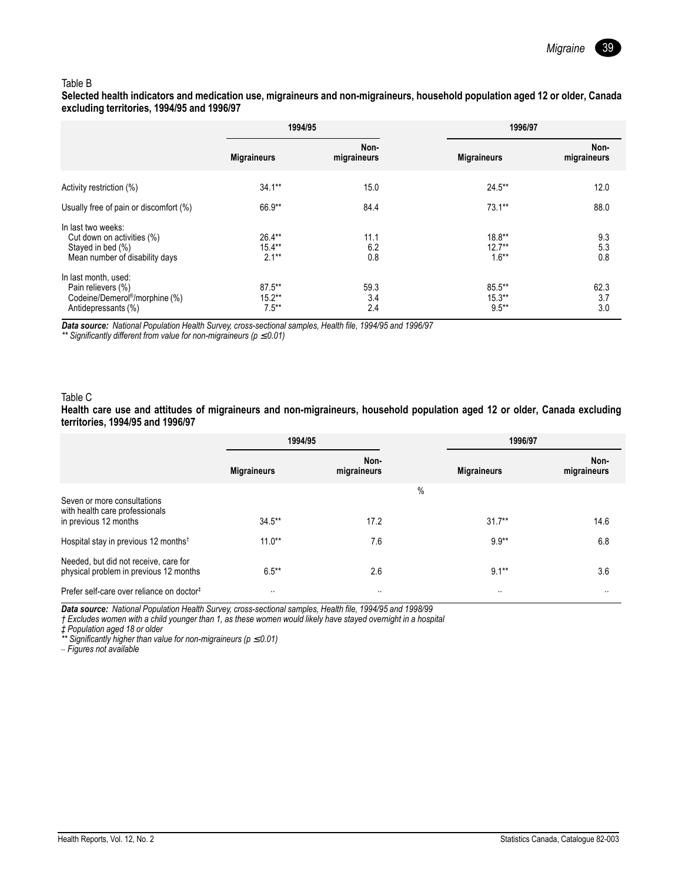Table B

**Selected health indicators and medication use, migraineurs and non-migraineurs, household population aged 12 or older, Canada excluding territories, 1994/95 and 1996/97**

| | 1994/95 | | 1996/97 | |
|---|---|---|---|---|
| | Migraineurs | Non-migraineurs | Migraineurs | Non-migraineurs |
| Activity restriction (%) | 34.1** | 15.0 | 24.5** | 12.0 |
| Usually free of pain or discomfort (%) | 66.9** | 84.4 | 73.1** | 88.0 |
| In last two weeks: | | | | |
| Cut down on activities (%) | 26.4** | 11.1 | 18.8** | 9.3 |
| Stayed in bed (%) | 15.4** | 6.2 | 12.7** | 5.3 |
| Mean number of disability days | 2.1** | 0.8 | 1.6** | 0.8 |
| In last month, used: | | | | |
| Pain relievers (%) | 87.5** | 59.3 | 85.5** | 62.3 |
| Codeine/Demerol®/morphine (%) | 15.2** | 3.4 | 15.3** | 3.7 |
| Antidepressants (%) | 7.5** | 2.4 | 9.5** | 3.0 |

***Data source:*** *National Population Health Survey, cross-sectional samples, Health file, 1994/95 and 1996/97*
*** Significantly different from value for non-migraineurs (p ≤ 0.01)*

Table C

**Health care use and attitudes of migraineurs and non-migraineurs, household population aged 12 or older, Canada excluding territories, 1994/95 and 1996/97**

| | 1994/95 | | 1996/97 | |
|---|---|---|---|---|
| | Migraineurs | Non-migraineurs | Migraineurs | Non-migraineurs |
| | % | | | |
| Seven or more consultations with health care professionals in previous 12 months | 34.5** | 17.2 | 31.7** | 14.6 |
| Hospital stay in previous 12 months† | 11.0** | 7.6 | 9.9** | 6.8 |
| Needed, but did not receive, care for physical problem in previous 12 months | 6.5** | 2.6 | 9.1** | 3.6 |
| Prefer self-care over reliance on doctor‡ | .. | .. | .. | .. |

***Data source:*** *National Population Health Survey, cross-sectional samples, Health file, 1994/95 and 1998/99*
*† Excludes women with a child younger than 1, as these women would likely have stayed overnight in a hospital*
*‡ Population aged 18 or older*
*** Significantly higher than value for non-migraineurs (p ≤ 0.01)*
*.. Figures not available*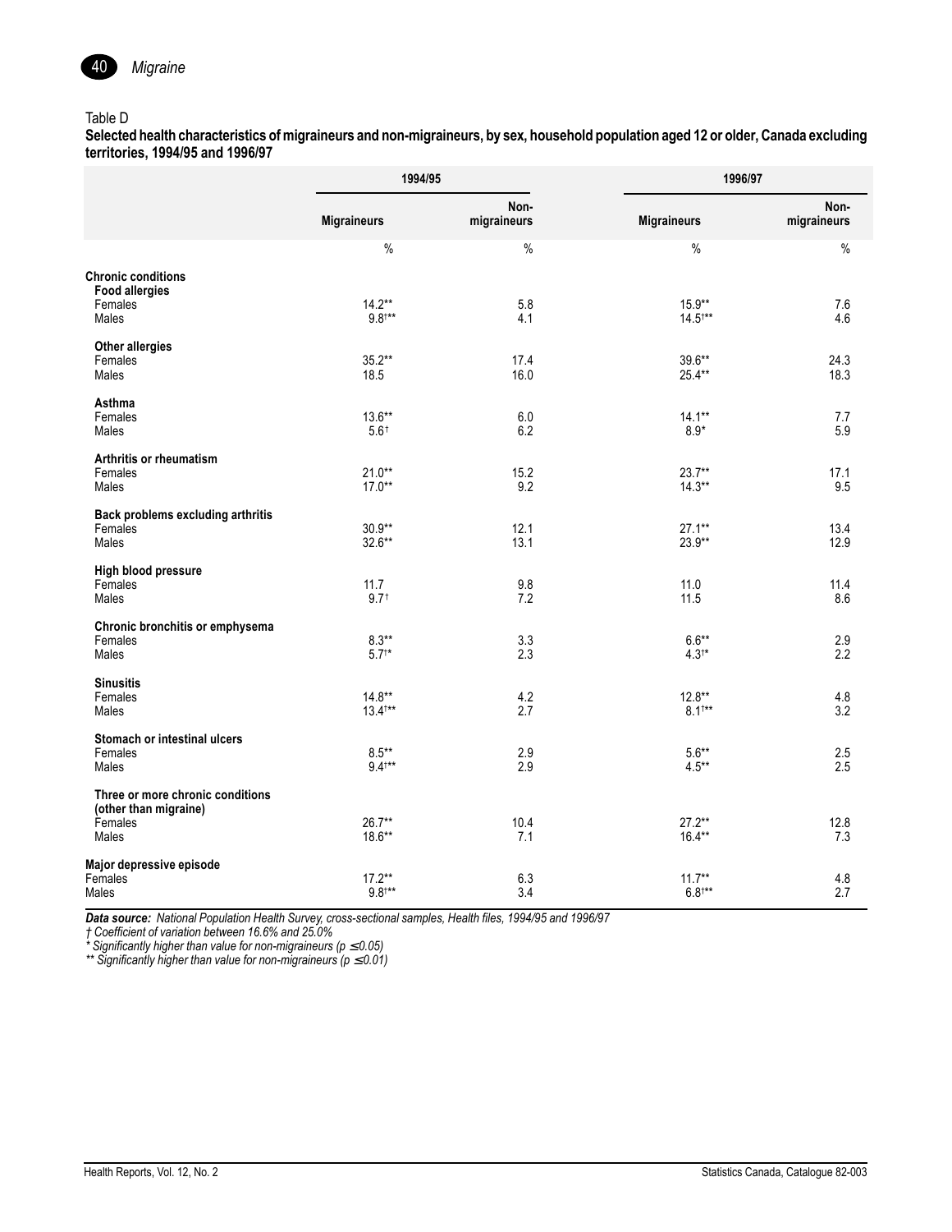Table D

**Selected health characteristics of migraineurs and non-migraineurs, by sex, household population aged 12 or older, Canada excluding territories, 1994/95 and 1996/97**

| | 1994/95 | | 1996/97 | |
|---|---|---|---|---|
| | Migraineurs | Non-migraineurs | Migraineurs | Non-migraineurs |
| | % | % | % | % |
| **Chronic conditions** | | | | |
| **Food allergies** | | | | |
| Females | 14.2** | 5.8 | 15.9** | 7.6 |
| Males | 9.8†** | 4.1 | 14.5†** | 4.6 |
| **Other allergies** | | | | |
| Females | 35.2** | 17.4 | 39.6** | 24.3 |
| Males | 18.5 | 16.0 | 25.4** | 18.3 |
| **Asthma** | | | | |
| Females | 13.6** | 6.0 | 14.1** | 7.7 |
| Males | 5.6† | 6.2 | 8.9* | 5.9 |
| **Arthritis or rheumatism** | | | | |
| Females | 21.0** | 15.2 | 23.7** | 17.1 |
| Males | 17.0** | 9.2 | 14.3** | 9.5 |
| **Back problems excluding arthritis** | | | | |
| Females | 30.9** | 12.1 | 27.1** | 13.4 |
| Males | 32.6** | 13.1 | 23.9** | 12.9 |
| **High blood pressure** | | | | |
| Females | 11.7 | 9.8 | 11.0 | 11.4 |
| Males | 9.7† | 7.2 | 11.5 | 8.6 |
| **Chronic bronchitis or emphysema** | | | | |
| Females | 8.3** | 3.3 | 6.6** | 2.9 |
| Males | 5.7†* | 2.3 | 4.3†* | 2.2 |
| **Sinusitis** | | | | |
| Females | 14.8** | 4.2 | 12.8** | 4.8 |
| Males | 13.4†** | 2.7 | 8.1†** | 3.2 |
| **Stomach or intestinal ulcers** | | | | |
| Females | 8.5** | 2.9 | 5.6** | 2.5 |
| Males | 9.4†** | 2.9 | 4.5** | 2.5 |
| **Three or more chronic conditions (other than migraine)** | | | | |
| Females | 26.7** | 10.4 | 27.2** | 12.8 |
| Males | 18.6** | 7.1 | 16.4** | 7.3 |
| **Major depressive episode** | | | | |
| Females | 17.2** | 6.3 | 11.7** | 4.8 |
| Males | 9.8†** | 3.4 | 6.8†** | 2.7 |

***Data source:*** *National Population Health Survey, cross-sectional samples, Health files, 1994/95 and 1996/97*

*† Coefficient of variation between 16.6% and 25.0%*

*\* Significantly higher than value for non-migraineurs ($p \leq 0.05$)*

*\*\* Significantly higher than value for non-migraineurs ($p \leq 0.01$)*